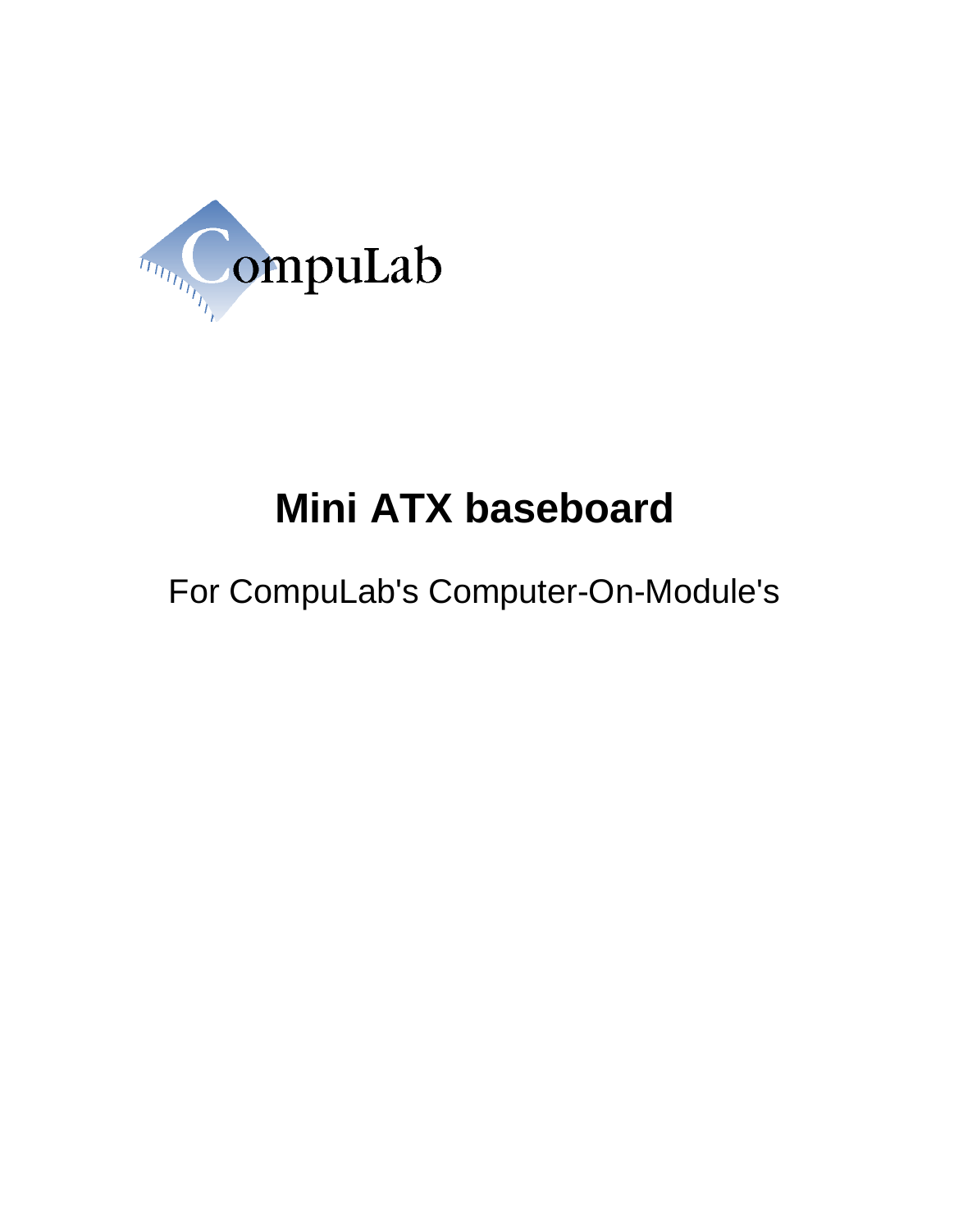CompuLab

# Mini ATX baseboard

For CompuLab's Computer-On-Module's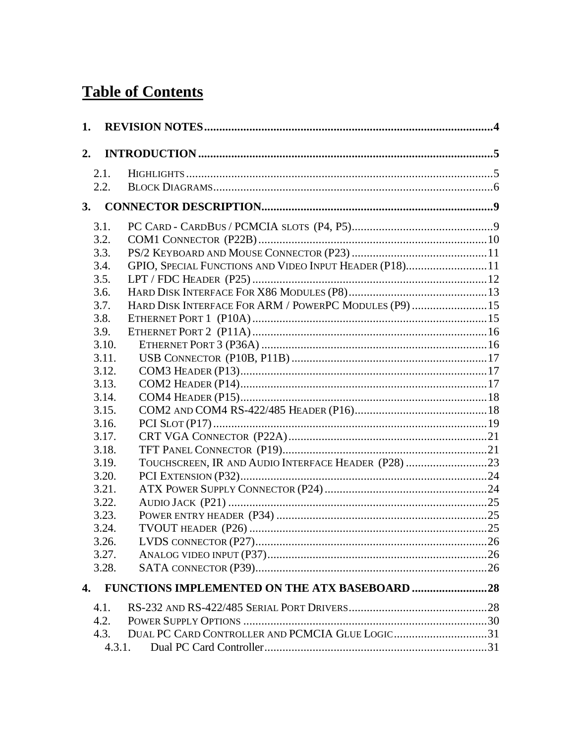# Table of Contents

**1. REVISION NOTES .......... 4**

**2. INTRODUCTION .......... 5**

- 2.1. Highlights .......... 5
- 2.2. Block Diagrams .......... 6

**3. CONNECTOR DESCRIPTION .......... 9**

- 3.1. PC Card - CardBus / PCMCIA slots (P4, P5) .......... 9
- 3.2. COM1 Connector (P22B) .......... 10
- 3.3. PS/2 Keyboard and Mouse Connector (P23) .......... 11
- 3.4. GPIO, Special Functions and Video Input Header (P18) .......... 11
- 3.5. LPT / FDC Header (P25) .......... 12
- 3.6. Hard Disk Interface For X86 Modules (P8) .......... 13
- 3.7. Hard Disk Interface For ARM / PowerPC Modules (P9) .......... 15
- 3.8. Ethernet Port 1 (P10A) .......... 15
- 3.9. Ethernet Port 2 (P11A) .......... 16
- 3.10. Ethernet Port 3 (P36A) .......... 16
- 3.11. USB Connector (P10B, P11B) .......... 17
- 3.12. COM3 Header (P13) .......... 17
- 3.13. COM2 Header (P14) .......... 17
- 3.14. COM4 Header (P15) .......... 18
- 3.15. COM2 and COM4 RS-422/485 Header (P16) .......... 18
- 3.16. PCI Slot (P17) .......... 19
- 3.17. CRT VGA Connector (P22A) .......... 21
- 3.18. TFT Panel Connector (P19) .......... 21
- 3.19. Touchscreen, IR and Audio Interface Header (P28) .......... 23
- 3.20. PCI Extension (P32) .......... 24
- 3.21. ATX Power Supply Connector (P24) .......... 24
- 3.22. Audio Jack (P21) .......... 25
- 3.23. Power entry header (P34) .......... 25
- 3.24. TVOUT header (P26) .......... 25
- 3.26. LVDS connector (P27) .......... 26
- 3.27. Analog video input (P37) .......... 26
- 3.28. SATA connector (P39) .......... 26

**4. FUNCTIONS IMPLEMENTED ON THE ATX BASEBOARD .......... 28**

- 4.1. RS-232 and RS-422/485 Serial Port Drivers .......... 28
- 4.2. Power Supply Options .......... 30
- 4.3. Dual PC Card Controller and PCMCIA Glue Logic .......... 31
  - 4.3.1. Dual PC Card Controller .......... 31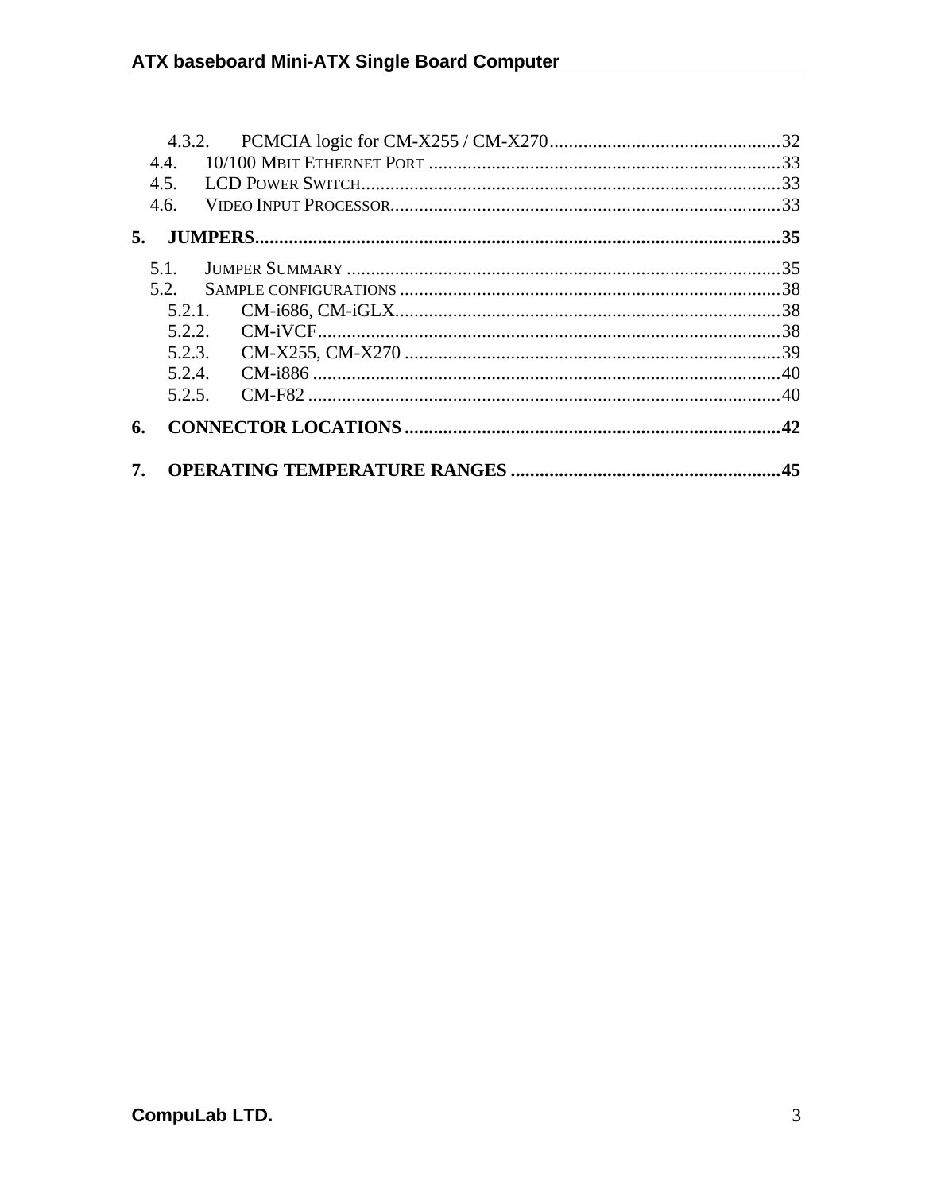4.3.2. PCMCIA logic for CM-X255 / CM-X270 ................................................32
4.4. 10/100 Mbit Ethernet Port .........................................................................33
4.5. LCD Power Switch.......................................................................................33
4.6. Video Input Processor.................................................................................33

**5. JUMPERS.............................................................................................................35**

5.1. Jumper Summary .........................................................................................35
5.2. Sample configurations ...............................................................................38
5.2.1. CM-i686, CM-iGLX...............................................................................38
5.2.2. CM-iVCF................................................................................................38
5.2.3. CM-X255, CM-X270 ..............................................................................39
5.2.4. CM-i886 .................................................................................................40
5.2.5. CM-F82 ..................................................................................................40

**6. CONNECTOR LOCATIONS ..............................................................................42**

**7. OPERATING TEMPERATURE RANGES ........................................................45**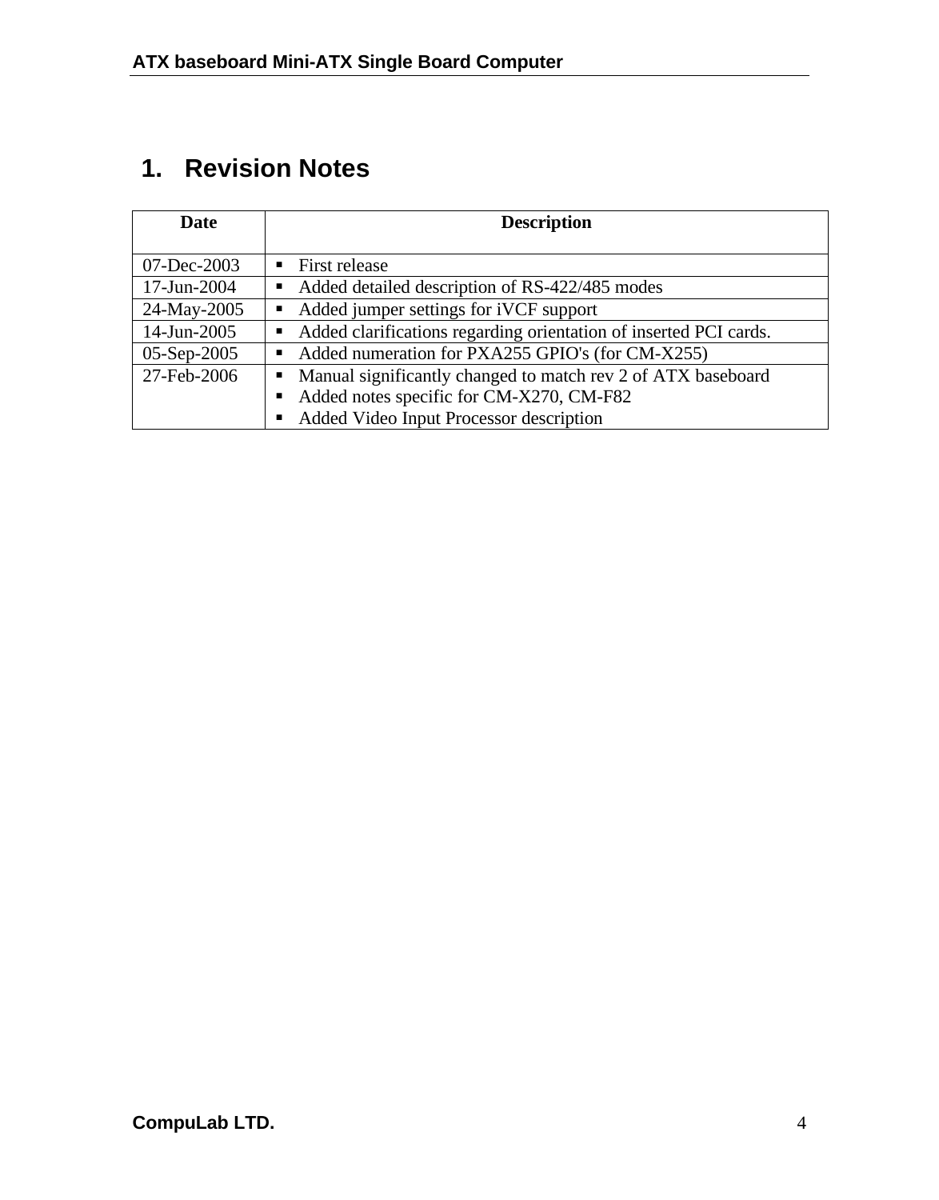# 1. Revision Notes

| Date | Description |
|---|---|
| 07-Dec-2003 | ▪ First release |
| 17-Jun-2004 | ▪ Added detailed description of RS-422/485 modes |
| 24-May-2005 | ▪ Added jumper settings for iVCF support |
| 14-Jun-2005 | ▪ Added clarifications regarding orientation of inserted PCI cards. |
| 05-Sep-2005 | ▪ Added numeration for PXA255 GPIO's (for CM-X255) |
| 27-Feb-2006 | ▪ Manual significantly changed to match rev 2 of ATX baseboard<br>▪ Added notes specific for CM-X270, CM-F82<br>▪ Added Video Input Processor description |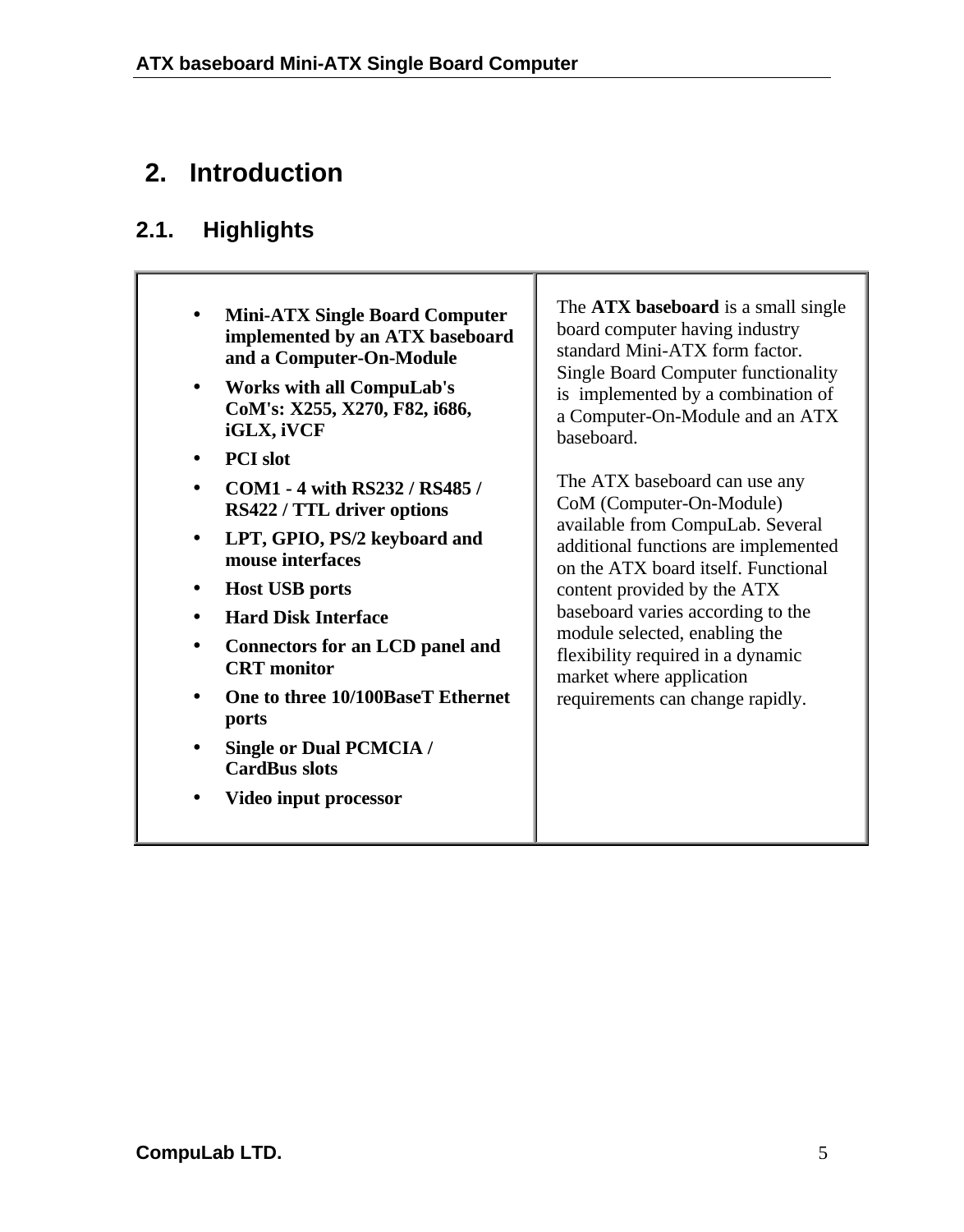# 2. Introduction

## 2.1. Highlights

| | |
|---|---|
| • **Mini-ATX Single Board Computer implemented by an ATX baseboard and a Computer-On-Module**<br>• **Works with all CompuLab's CoM's: X255, X270, F82, i686, iGLX, iVCF**<br>• **PCI slot**<br>• **COM1 - 4 with RS232 / RS485 / RS422 / TTL driver options**<br>• **LPT, GPIO, PS/2 keyboard and mouse interfaces**<br>• **Host USB ports**<br>• **Hard Disk Interface**<br>• **Connectors for an LCD panel and CRT monitor**<br>• **One to three 10/100BaseT Ethernet ports**<br>• **Single or Dual PCMCIA / CardBus slots**<br>• **Video input processor** | The **ATX baseboard** is a small single board computer having industry standard Mini-ATX form factor. Single Board Computer functionality is implemented by a combination of a Computer-On-Module and an ATX baseboard.<br><br>The ATX baseboard can use any CoM (Computer-On-Module) available from CompuLab. Several additional functions are implemented on the ATX board itself. Functional content provided by the ATX baseboard varies according to the module selected, enabling the flexibility required in a dynamic market where application requirements can change rapidly. |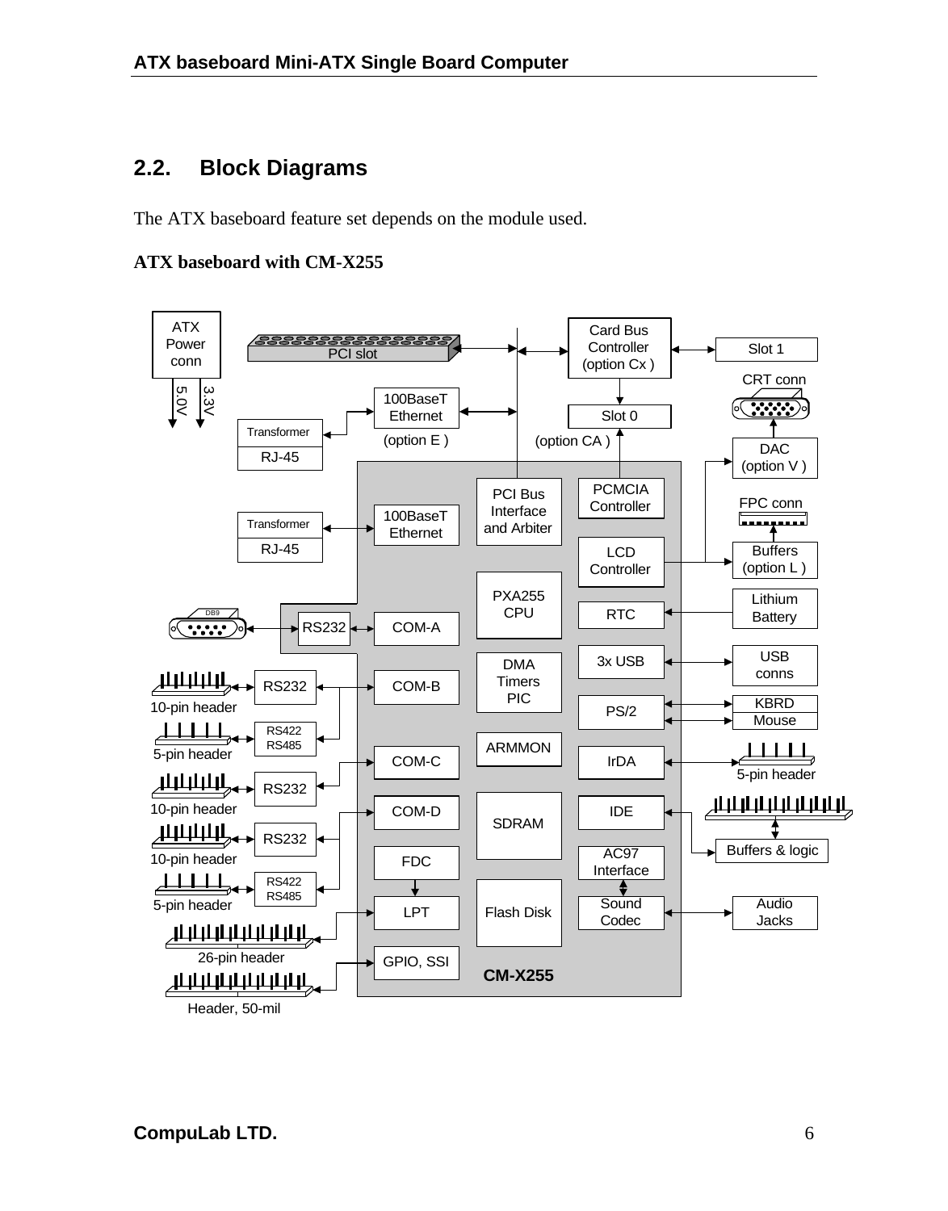## 2.2. Block Diagrams

The ATX baseboard feature set depends on the module used.

**ATX baseboard with CM-X255**

ATX Power conn
5.0V
3.3V
PCI slot
Card Bus Controller (option Cx )
Slot 1
CRT conn
100BaseT Ethernet
(option E )
Slot 0
(option CA )
Transformer
RJ-45
DAC (option V )
PCI Bus Interface and Arbiter
PCMCIA Controller
FPC conn
Transformer
RJ-45
100BaseT Ethernet
LCD Controller
Buffers (option L )
PXA255 CPU
Lithium Battery
DB9
RS232
COM-A
RTC
USB conns
3x USB
DMA Timers PIC
RS232
COM-B
10-pin header
PS/2
KBRD
Mouse
RS422 RS485
5-pin header
ARMMON
COM-C
IrDA
5-pin header
RS232
10-pin header
COM-D
IDE
SDRAM
RS232
Buffers & logic
10-pin header
FDC
AC97 Interface
RS422 RS485
5-pin header
LPT
Flash Disk
Sound Codec
Audio Jacks
26-pin header
GPIO, SSI
**CM-X255**
Header, 50-mil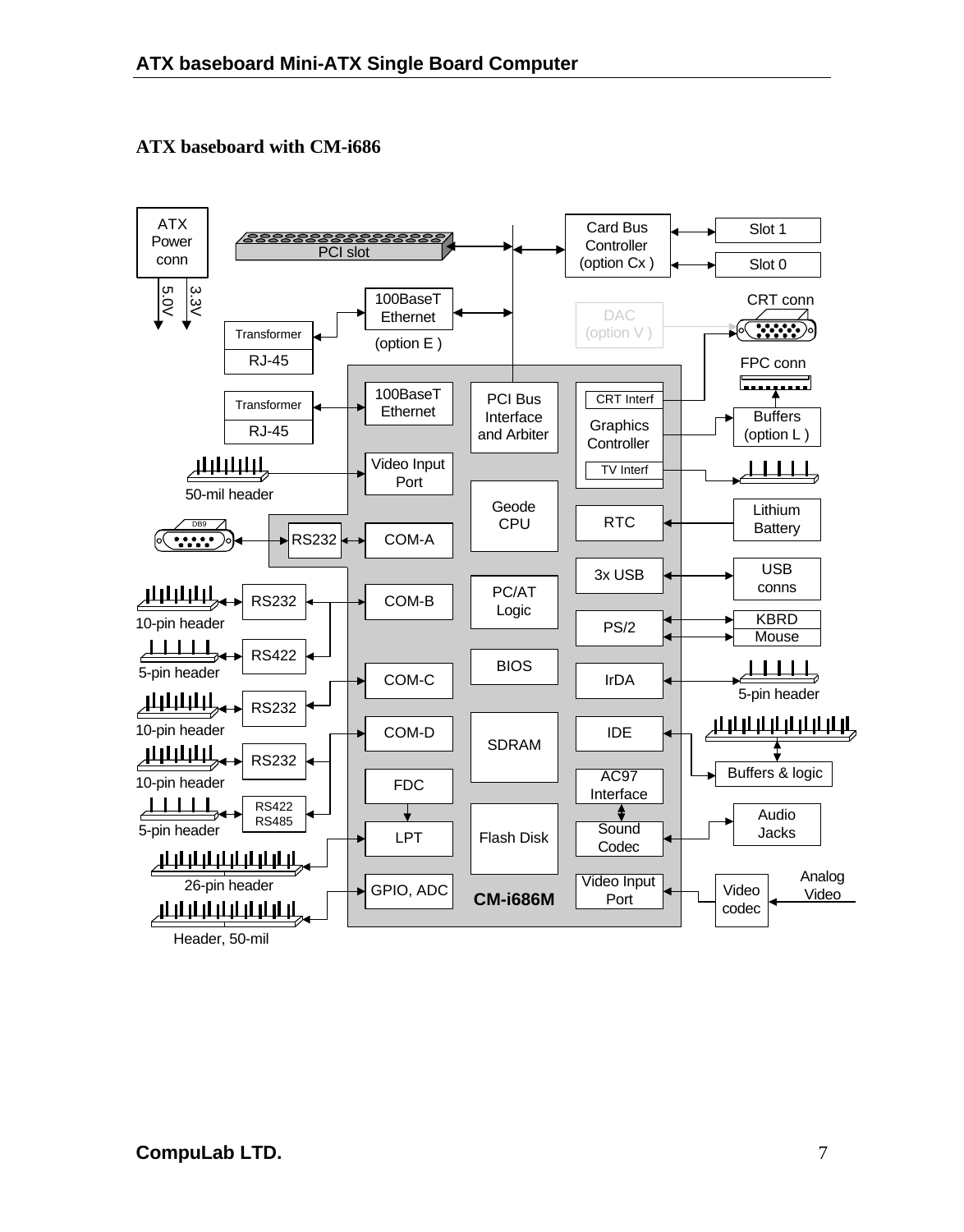## ATX baseboard with CM-i686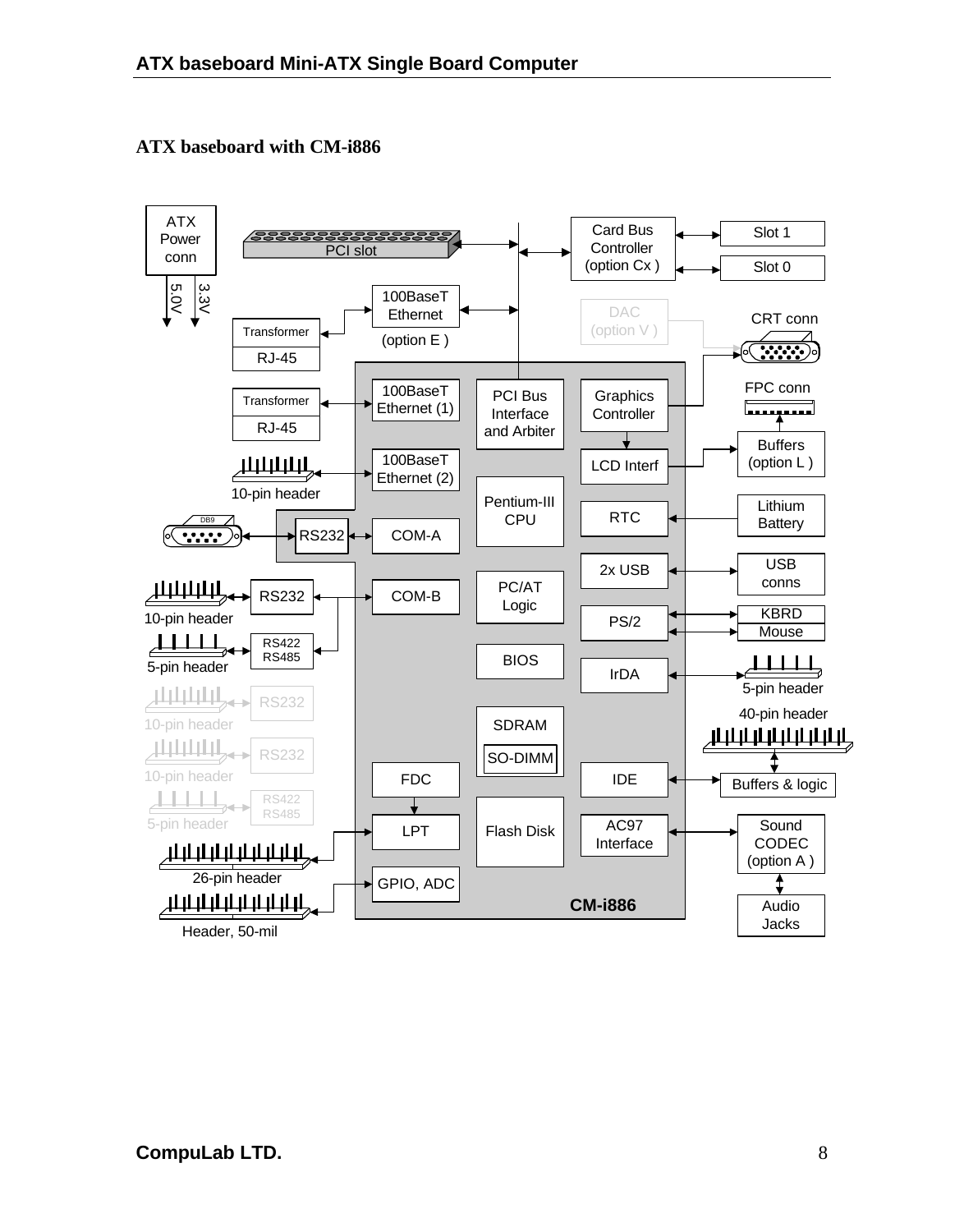## ATX baseboard with CM-i886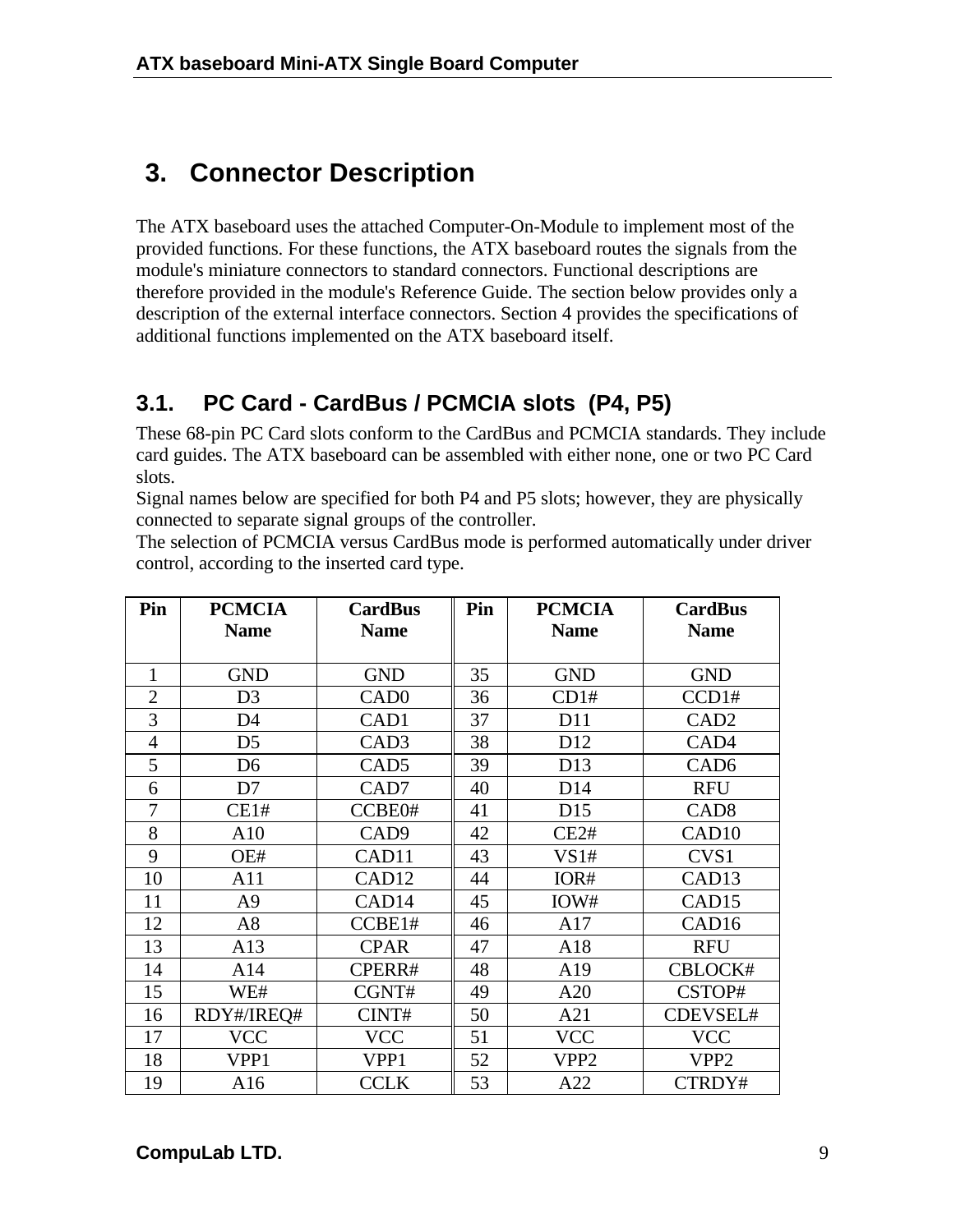# 3. Connector Description

The ATX baseboard uses the attached Computer-On-Module to implement most of the provided functions. For these functions, the ATX baseboard routes the signals from the module's miniature connectors to standard connectors. Functional descriptions are therefore provided in the module's Reference Guide. The section below provides only a description of the external interface connectors. Section 4 provides the specifications of additional functions implemented on the ATX baseboard itself.

## 3.1. PC Card - CardBus / PCMCIA slots (P4, P5)

These 68-pin PC Card slots conform to the CardBus and PCMCIA standards. They include card guides. The ATX baseboard can be assembled with either none, one or two PC Card slots.
Signal names below are specified for both P4 and P5 slots; however, they are physically connected to separate signal groups of the controller.
The selection of PCMCIA versus CardBus mode is performed automatically under driver control, according to the inserted card type.

| Pin | PCMCIA Name | CardBus Name | Pin | PCMCIA Name | CardBus Name |
|---|---|---|---|---|---|
| 1 | GND | GND | 35 | GND | GND |
| 2 | D3 | CAD0 | 36 | CD1# | CCD1# |
| 3 | D4 | CAD1 | 37 | D11 | CAD2 |
| 4 | D5 | CAD3 | 38 | D12 | CAD4 |
| 5 | D6 | CAD5 | 39 | D13 | CAD6 |
| 6 | D7 | CAD7 | 40 | D14 | RFU |
| 7 | CE1# | CCBE0# | 41 | D15 | CAD8 |
| 8 | A10 | CAD9 | 42 | CE2# | CAD10 |
| 9 | OE# | CAD11 | 43 | VS1# | CVS1 |
| 10 | A11 | CAD12 | 44 | IOR# | CAD13 |
| 11 | A9 | CAD14 | 45 | IOW# | CAD15 |
| 12 | A8 | CCBE1# | 46 | A17 | CAD16 |
| 13 | A13 | CPAR | 47 | A18 | RFU |
| 14 | A14 | CPERR# | 48 | A19 | CBLOCK# |
| 15 | WE# | CGNT# | 49 | A20 | CSTOP# |
| 16 | RDY#/IREQ# | CINT# | 50 | A21 | CDEVSEL# |
| 17 | VCC | VCC | 51 | VCC | VCC |
| 18 | VPP1 | VPP1 | 52 | VPP2 | VPP2 |
| 19 | A16 | CCLK | 53 | A22 | CTRDY# |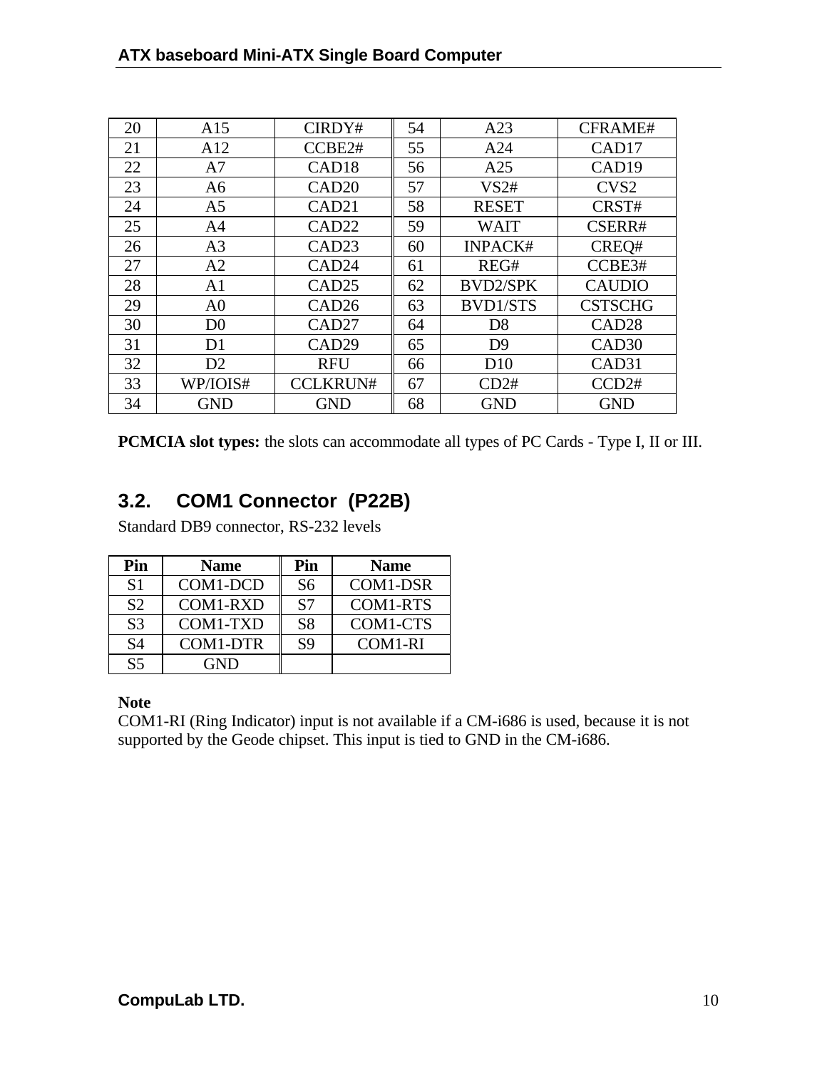| 20 | A15 | CIRDY# | 54 | A23 | CFRAME# |
|---|---|---|---|---|---|
| 21 | A12 | CCBE2# | 55 | A24 | CAD17 |
| 22 | A7 | CAD18 | 56 | A25 | CAD19 |
| 23 | A6 | CAD20 | 57 | VS2# | CVS2 |
| 24 | A5 | CAD21 | 58 | RESET | CRST# |
| 25 | A4 | CAD22 | 59 | WAIT | CSERR# |
| 26 | A3 | CAD23 | 60 | INPACK# | CREQ# |
| 27 | A2 | CAD24 | 61 | REG# | CCBE3# |
| 28 | A1 | CAD25 | 62 | BVD2/SPK | CAUDIO |
| 29 | A0 | CAD26 | 63 | BVD1/STS | CSTSCHG |
| 30 | D0 | CAD27 | 64 | D8 | CAD28 |
| 31 | D1 | CAD29 | 65 | D9 | CAD30 |
| 32 | D2 | RFU | 66 | D10 | CAD31 |
| 33 | WP/IOIS# | CCLKRUN# | 67 | CD2# | CCD2# |
| 34 | GND | GND | 68 | GND | GND |

**PCMCIA slot types:** the slots can accommodate all types of PC Cards - Type I, II or III.

## 3.2. COM1 Connector (P22B)

Standard DB9 connector, RS-232 levels

| Pin | Name | Pin | Name |
|---|---|---|---|
| S1 | COM1-DCD | S6 | COM1-DSR |
| S2 | COM1-RXD | S7 | COM1-RTS |
| S3 | COM1-TXD | S8 | COM1-CTS |
| S4 | COM1-DTR | S9 | COM1-RI |
| S5 | GND | | |

**Note**

COM1-RI (Ring Indicator) input is not available if a CM-i686 is used, because it is not supported by the Geode chipset. This input is tied to GND in the CM-i686.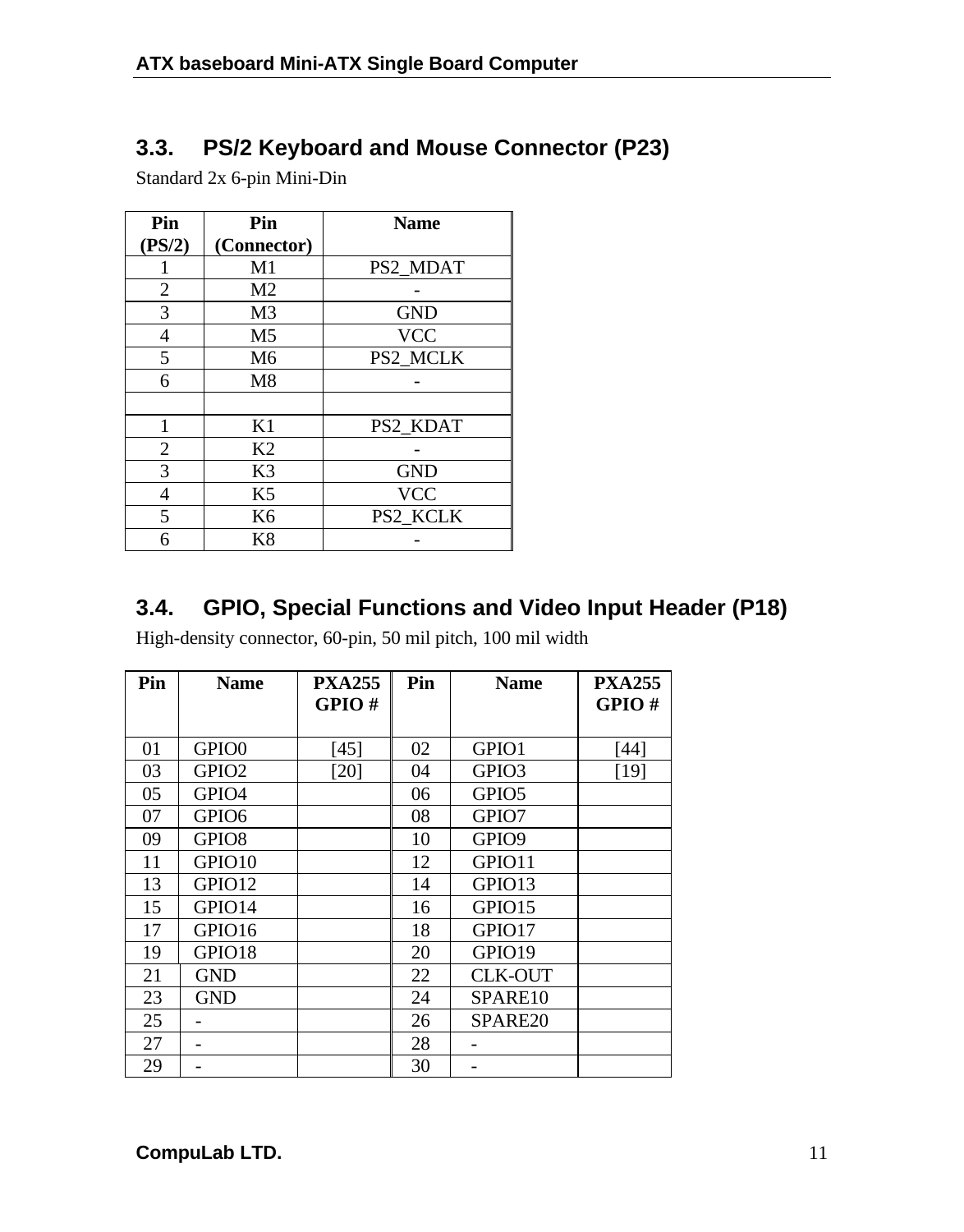## 3.3. PS/2 Keyboard and Mouse Connector (P23)

Standard 2x 6-pin Mini-Din

| Pin (PS/2) | Pin (Connector) | Name |
|---|---|---|
| 1 | M1 | PS2_MDAT |
| 2 | M2 | - |
| 3 | M3 | GND |
| 4 | M5 | VCC |
| 5 | M6 | PS2_MCLK |
| 6 | M8 | - |
| | | |
| 1 | K1 | PS2_KDAT |
| 2 | K2 | - |
| 3 | K3 | GND |
| 4 | K5 | VCC |
| 5 | K6 | PS2_KCLK |
| 6 | K8 | - |

## 3.4. GPIO, Special Functions and Video Input Header (P18)

High-density connector, 60-pin, 50 mil pitch, 100 mil width

| Pin | Name | PXA255 GPIO # | Pin | Name | PXA255 GPIO # |
|---|---|---|---|---|---|
| 01 | GPIO0 | [45] | 02 | GPIO1 | [44] |
| 03 | GPIO2 | [20] | 04 | GPIO3 | [19] |
| 05 | GPIO4 | | 06 | GPIO5 | |
| 07 | GPIO6 | | 08 | GPIO7 | |
| 09 | GPIO8 | | 10 | GPIO9 | |
| 11 | GPIO10 | | 12 | GPIO11 | |
| 13 | GPIO12 | | 14 | GPIO13 | |
| 15 | GPIO14 | | 16 | GPIO15 | |
| 17 | GPIO16 | | 18 | GPIO17 | |
| 19 | GPIO18 | | 20 | GPIO19 | |
| 21 | GND | | 22 | CLK-OUT | |
| 23 | GND | | 24 | SPARE10 | |
| 25 | - | | 26 | SPARE20 | |
| 27 | - | | 28 | - | |
| 29 | - | | 30 | - | |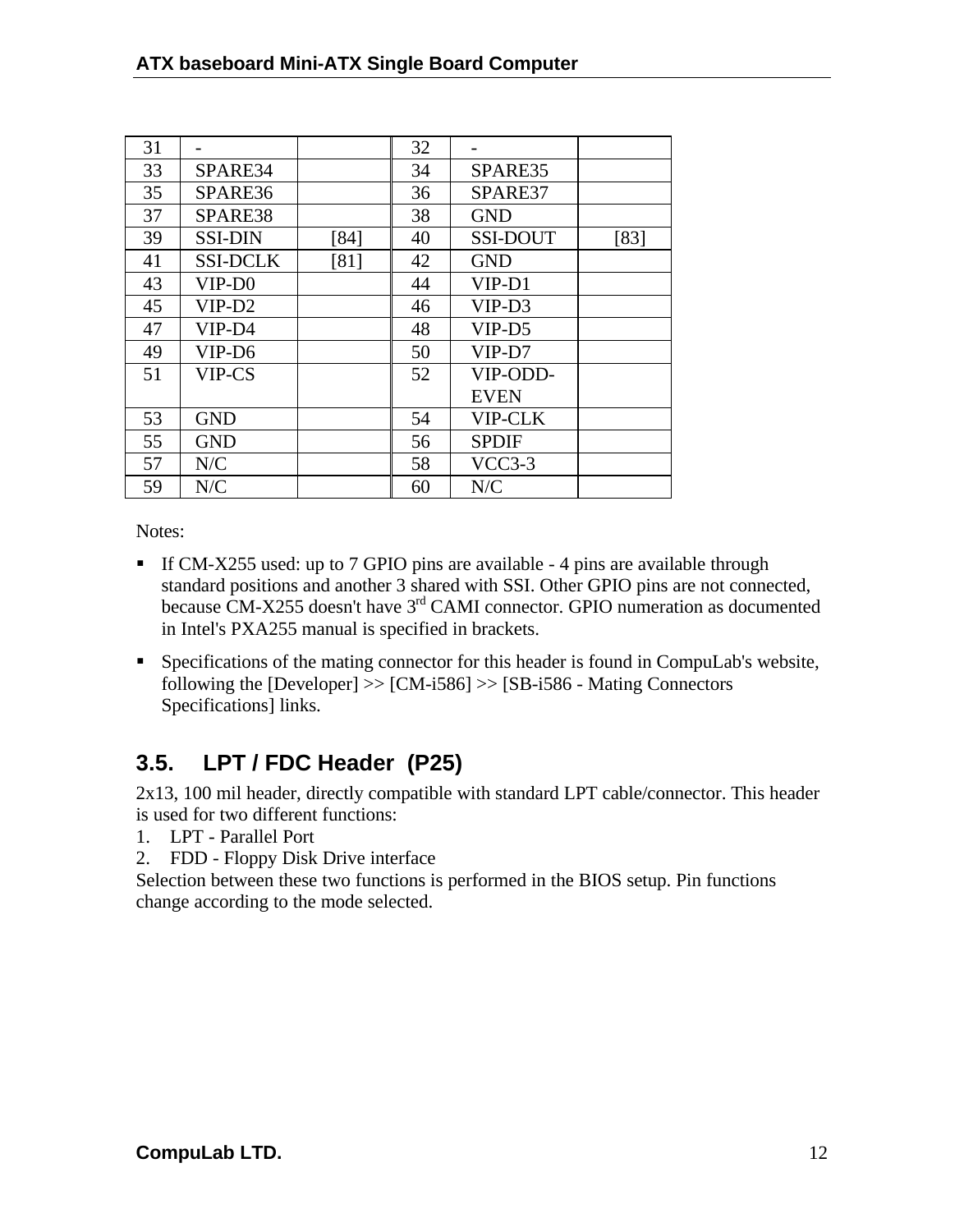| 31 | - | | 32 | - | |
|---|---|---|---|---|---|
| 33 | SPARE34 | | 34 | SPARE35 | |
| 35 | SPARE36 | | 36 | SPARE37 | |
| 37 | SPARE38 | | 38 | GND | |
| 39 | SSI-DIN | [84] | 40 | SSI-DOUT | [83] |
| 41 | SSI-DCLK | [81] | 42 | GND | |
| 43 | VIP-D0 | | 44 | VIP-D1 | |
| 45 | VIP-D2 | | 46 | VIP-D3 | |
| 47 | VIP-D4 | | 48 | VIP-D5 | |
| 49 | VIP-D6 | | 50 | VIP-D7 | |
| 51 | VIP-CS | | 52 | VIP-ODD-EVEN | |
| 53 | GND | | 54 | VIP-CLK | |
| 55 | GND | | 56 | SPDIF | |
| 57 | N/C | | 58 | VCC3-3 | |
| 59 | N/C | | 60 | N/C | |

Notes:

- If CM-X255 used: up to 7 GPIO pins are available - 4 pins are available through standard positions and another 3 shared with SSI. Other GPIO pins are not connected, because CM-X255 doesn't have 3rd CAMI connector. GPIO numeration as documented in Intel's PXA255 manual is specified in brackets.
- Specifications of the mating connector for this header is found in CompuLab's website, following the [Developer] >> [CM-i586] >> [SB-i586 - Mating Connectors Specifications] links.

## 3.5. LPT / FDC Header (P25)

2x13, 100 mil header, directly compatible with standard LPT cable/connector. This header is used for two different functions:

1. LPT - Parallel Port
2. FDD - Floppy Disk Drive interface

Selection between these two functions is performed in the BIOS setup. Pin functions change according to the mode selected.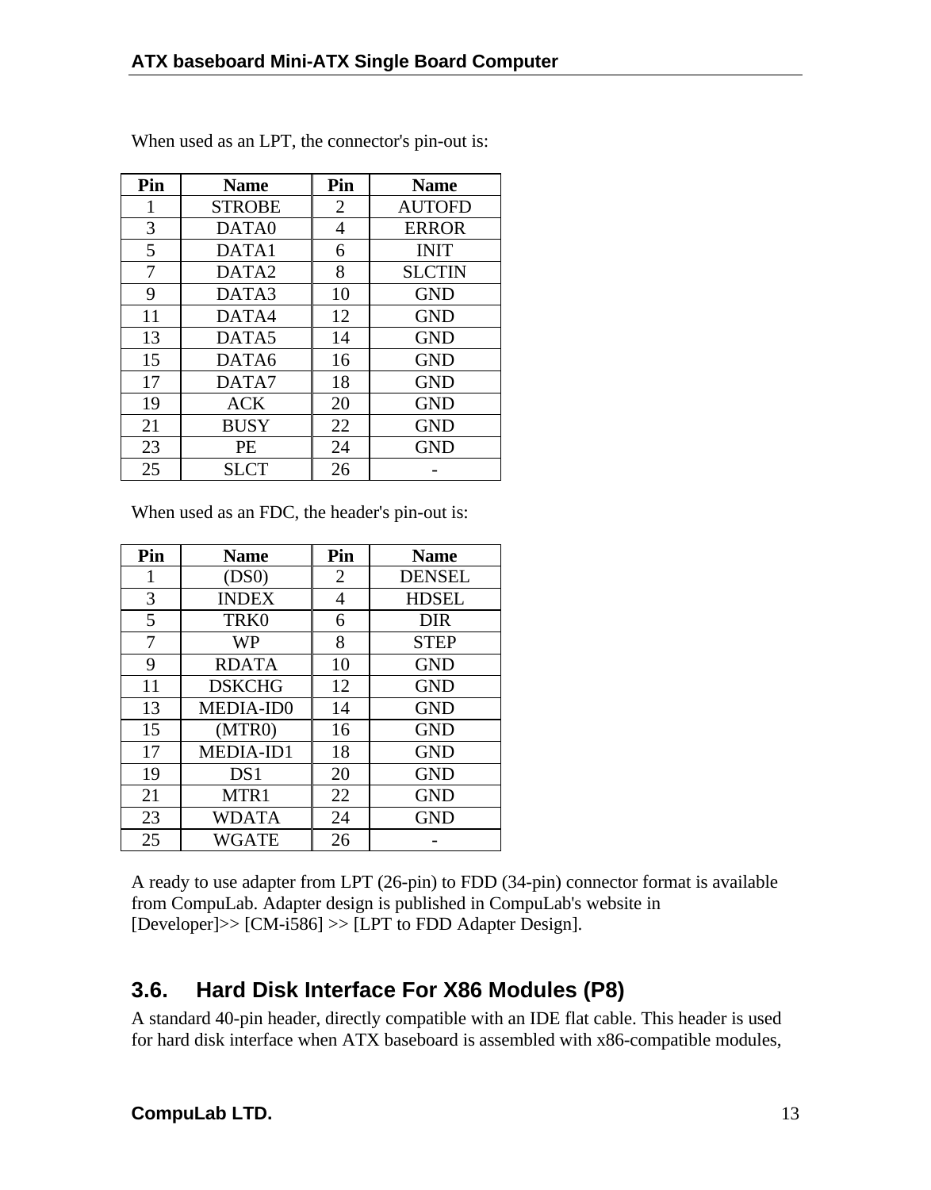When used as an LPT, the connector's pin-out is:

| Pin | Name | Pin | Name |
|---|---|---|---|
| 1 | STROBE | 2 | AUTOFD |
| 3 | DATA0 | 4 | ERROR |
| 5 | DATA1 | 6 | INIT |
| 7 | DATA2 | 8 | SLCTIN |
| 9 | DATA3 | 10 | GND |
| 11 | DATA4 | 12 | GND |
| 13 | DATA5 | 14 | GND |
| 15 | DATA6 | 16 | GND |
| 17 | DATA7 | 18 | GND |
| 19 | ACK | 20 | GND |
| 21 | BUSY | 22 | GND |
| 23 | PE | 24 | GND |
| 25 | SLCT | 26 | - |

When used as an FDC, the header's pin-out is:

| Pin | Name | Pin | Name |
|---|---|---|---|
| 1 | (DS0) | 2 | DENSEL |
| 3 | INDEX | 4 | HDSEL |
| 5 | TRK0 | 6 | DIR |
| 7 | WP | 8 | STEP |
| 9 | RDATA | 10 | GND |
| 11 | DSKCHG | 12 | GND |
| 13 | MEDIA-ID0 | 14 | GND |
| 15 | (MTR0) | 16 | GND |
| 17 | MEDIA-ID1 | 18 | GND |
| 19 | DS1 | 20 | GND |
| 21 | MTR1 | 22 | GND |
| 23 | WDATA | 24 | GND |
| 25 | WGATE | 26 | - |

A ready to use adapter from LPT (26-pin) to FDD (34-pin) connector format is available from CompuLab. Adapter design is published in CompuLab's website in [Developer]>> [CM-i586] >> [LPT to FDD Adapter Design].

## 3.6. Hard Disk Interface For X86 Modules (P8)

A standard 40-pin header, directly compatible with an IDE flat cable. This header is used for hard disk interface when ATX baseboard is assembled with x86-compatible modules,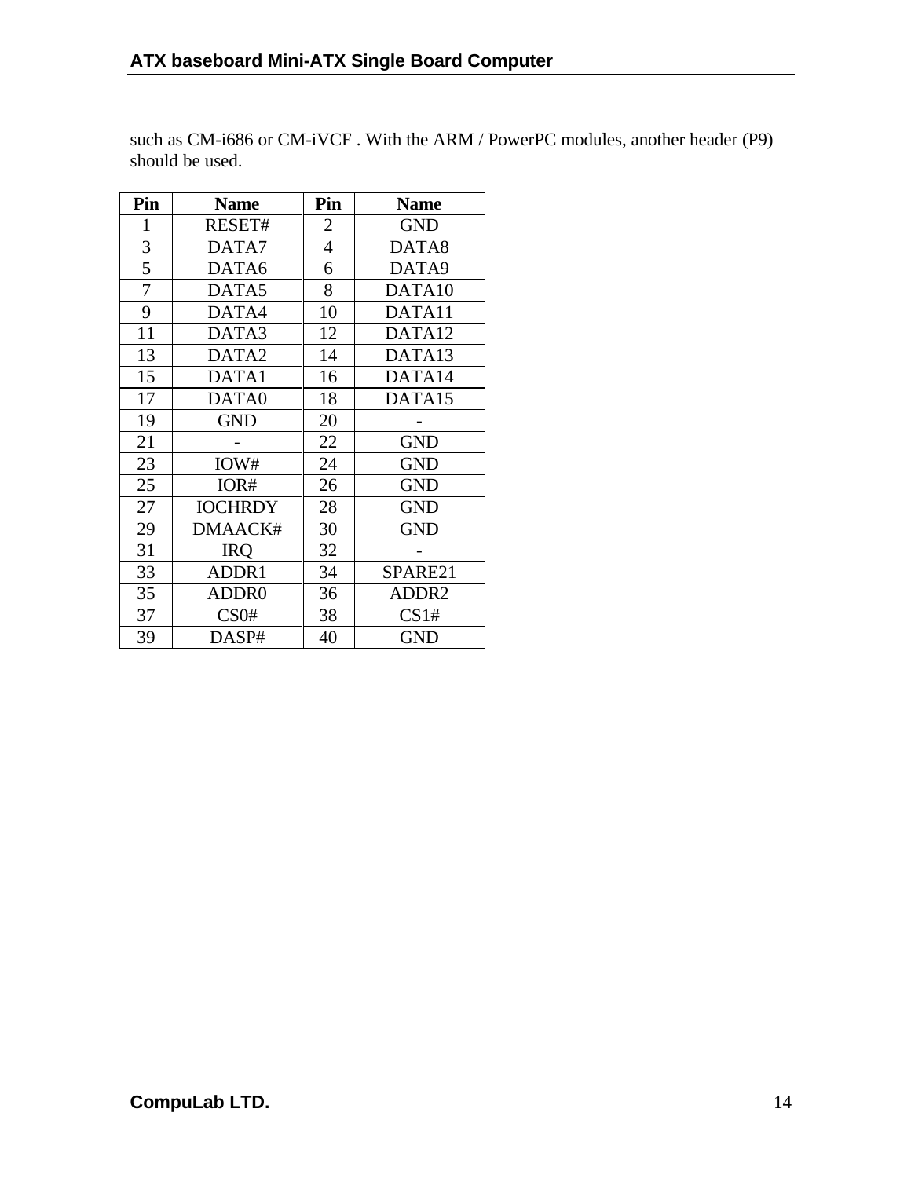such as CM-i686 or CM-iVCF . With the ARM / PowerPC modules, another header (P9) should be used.

| Pin | Name | Pin | Name |
|---|---|---|---|
| 1 | RESET# | 2 | GND |
| 3 | DATA7 | 4 | DATA8 |
| 5 | DATA6 | 6 | DATA9 |
| 7 | DATA5 | 8 | DATA10 |
| 9 | DATA4 | 10 | DATA11 |
| 11 | DATA3 | 12 | DATA12 |
| 13 | DATA2 | 14 | DATA13 |
| 15 | DATA1 | 16 | DATA14 |
| 17 | DATA0 | 18 | DATA15 |
| 19 | GND | 20 | - |
| 21 | - | 22 | GND |
| 23 | IOW# | 24 | GND |
| 25 | IOR# | 26 | GND |
| 27 | IOCHRDY | 28 | GND |
| 29 | DMAACK# | 30 | GND |
| 31 | IRQ | 32 | - |
| 33 | ADDR1 | 34 | SPARE21 |
| 35 | ADDR0 | 36 | ADDR2 |
| 37 | CS0# | 38 | CS1# |
| 39 | DASP# | 40 | GND |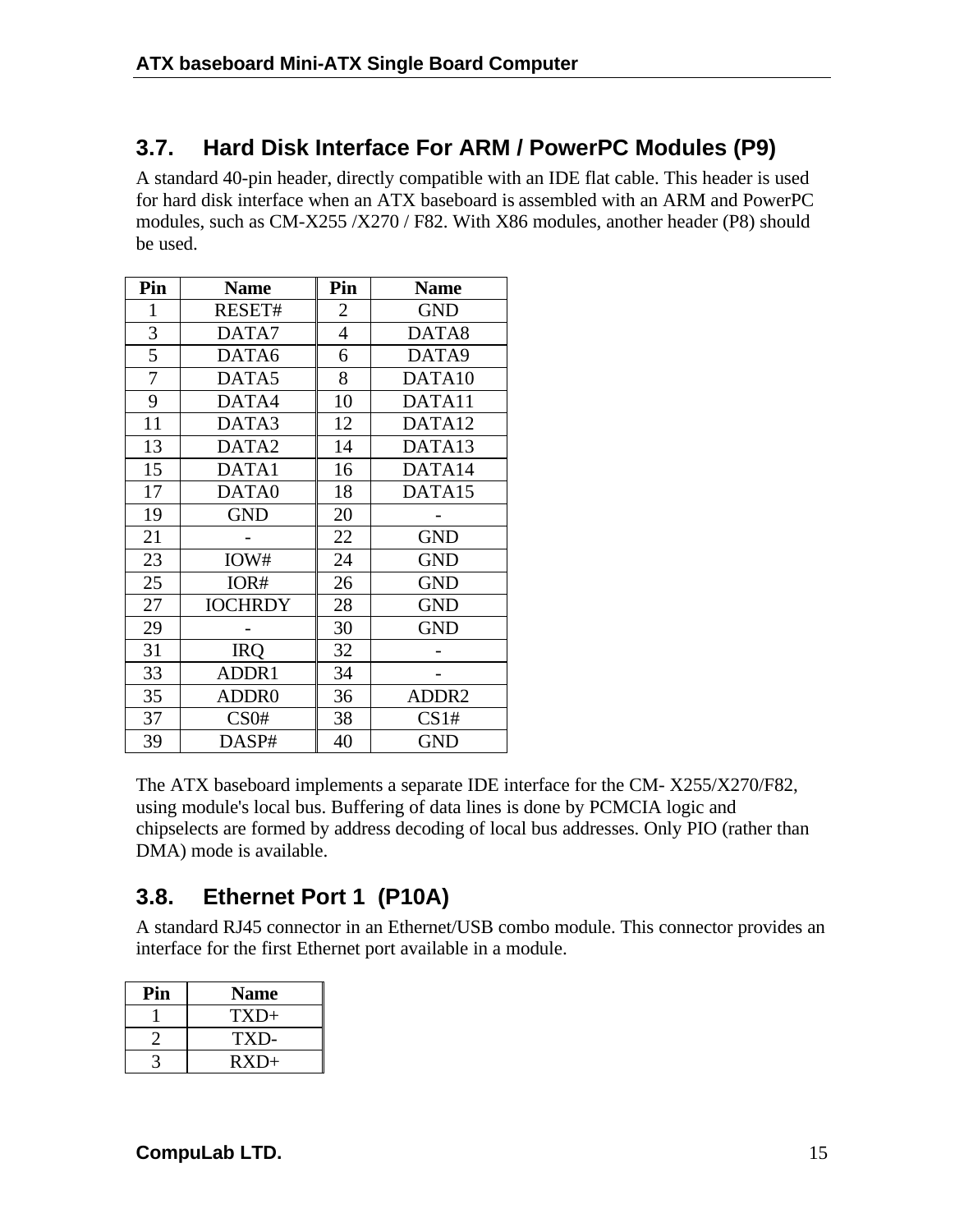## 3.7. Hard Disk Interface For ARM / PowerPC Modules (P9)

A standard 40-pin header, directly compatible with an IDE flat cable. This header is used for hard disk interface when an ATX baseboard is assembled with an ARM and PowerPC modules, such as CM-X255 /X270 / F82. With X86 modules, another header (P8) should be used.

| Pin | Name | Pin | Name |
|---|---|---|---|
| 1 | RESET# | 2 | GND |
| 3 | DATA7 | 4 | DATA8 |
| 5 | DATA6 | 6 | DATA9 |
| 7 | DATA5 | 8 | DATA10 |
| 9 | DATA4 | 10 | DATA11 |
| 11 | DATA3 | 12 | DATA12 |
| 13 | DATA2 | 14 | DATA13 |
| 15 | DATA1 | 16 | DATA14 |
| 17 | DATA0 | 18 | DATA15 |
| 19 | GND | 20 | - |
| 21 | - | 22 | GND |
| 23 | IOW# | 24 | GND |
| 25 | IOR# | 26 | GND |
| 27 | IOCHRDY | 28 | GND |
| 29 | - | 30 | GND |
| 31 | IRQ | 32 | - |
| 33 | ADDR1 | 34 | - |
| 35 | ADDR0 | 36 | ADDR2 |
| 37 | CS0# | 38 | CS1# |
| 39 | DASP# | 40 | GND |

The ATX baseboard implements a separate IDE interface for the CM- X255/X270/F82, using module's local bus. Buffering of data lines is done by PCMCIA logic and chipselects are formed by address decoding of local bus addresses. Only PIO (rather than DMA) mode is available.

## 3.8. Ethernet Port 1 (P10A)

A standard RJ45 connector in an Ethernet/USB combo module. This connector provides an interface for the first Ethernet port available in a module.

| Pin | Name |
|---|---|
| 1 | TXD+ |
| 2 | TXD- |
| 3 | RXD+ |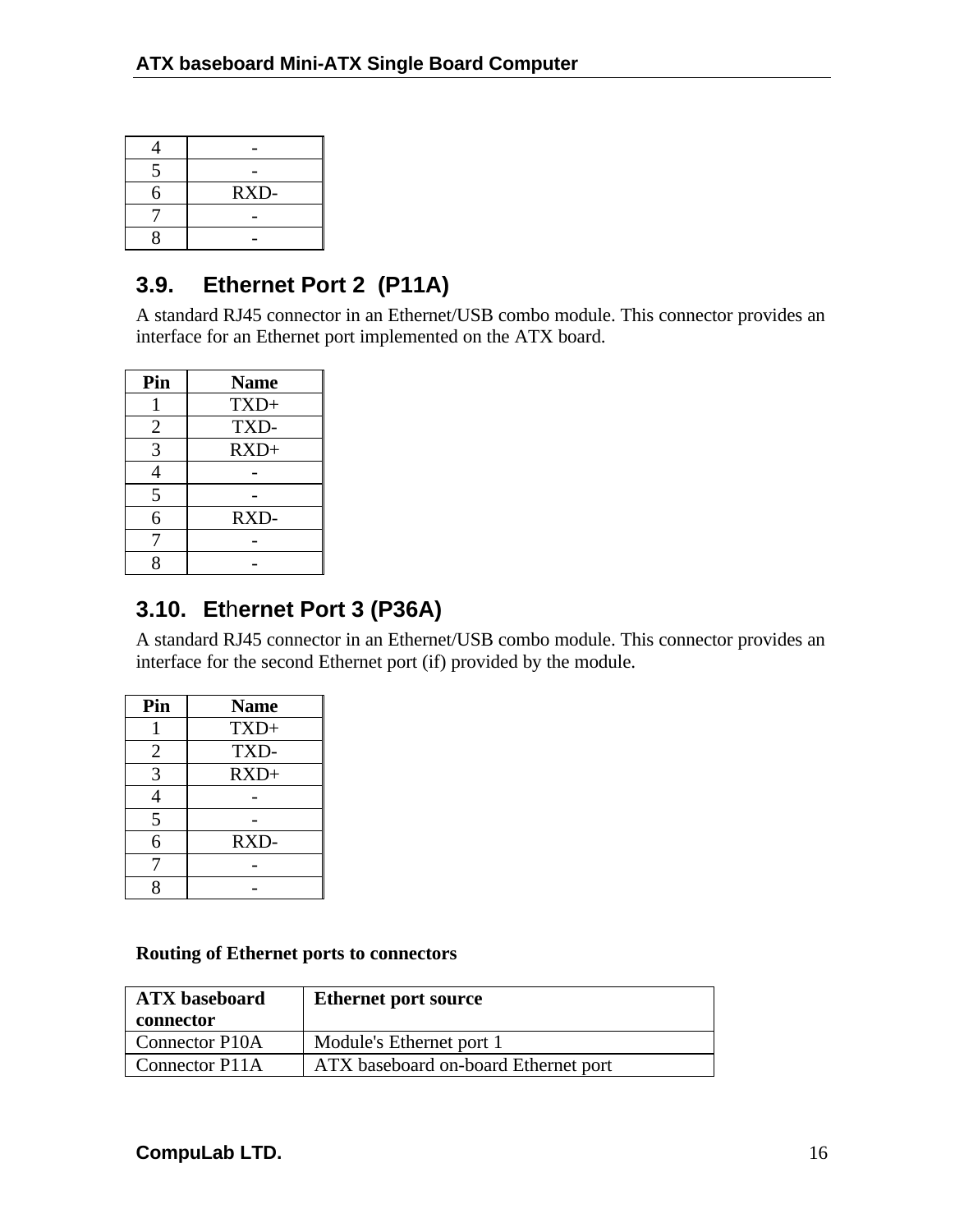| 4 | - |
|---|---|
| 5 | - |
| 6 | RXD- |
| 7 | - |
| 8 | - |

## 3.9. Ethernet Port 2 (P11A)

A standard RJ45 connector in an Ethernet/USB combo module. This connector provides an interface for an Ethernet port implemented on the ATX board.

| Pin | Name |
|---|---|
| 1 | TXD+ |
| 2 | TXD- |
| 3 | RXD+ |
| 4 | - |
| 5 | - |
| 6 | RXD- |
| 7 | - |
| 8 | - |

## 3.10. Ethernet Port 3 (P36A)

A standard RJ45 connector in an Ethernet/USB combo module. This connector provides an interface for the second Ethernet port (if) provided by the module.

| Pin | Name |
|---|---|
| 1 | TXD+ |
| 2 | TXD- |
| 3 | RXD+ |
| 4 | - |
| 5 | - |
| 6 | RXD- |
| 7 | - |
| 8 | - |

**Routing of Ethernet ports to connectors**

| ATX baseboard connector | Ethernet port source |
|---|---|
| Connector P10A | Module's Ethernet port 1 |
| Connector P11A | ATX baseboard on-board Ethernet port |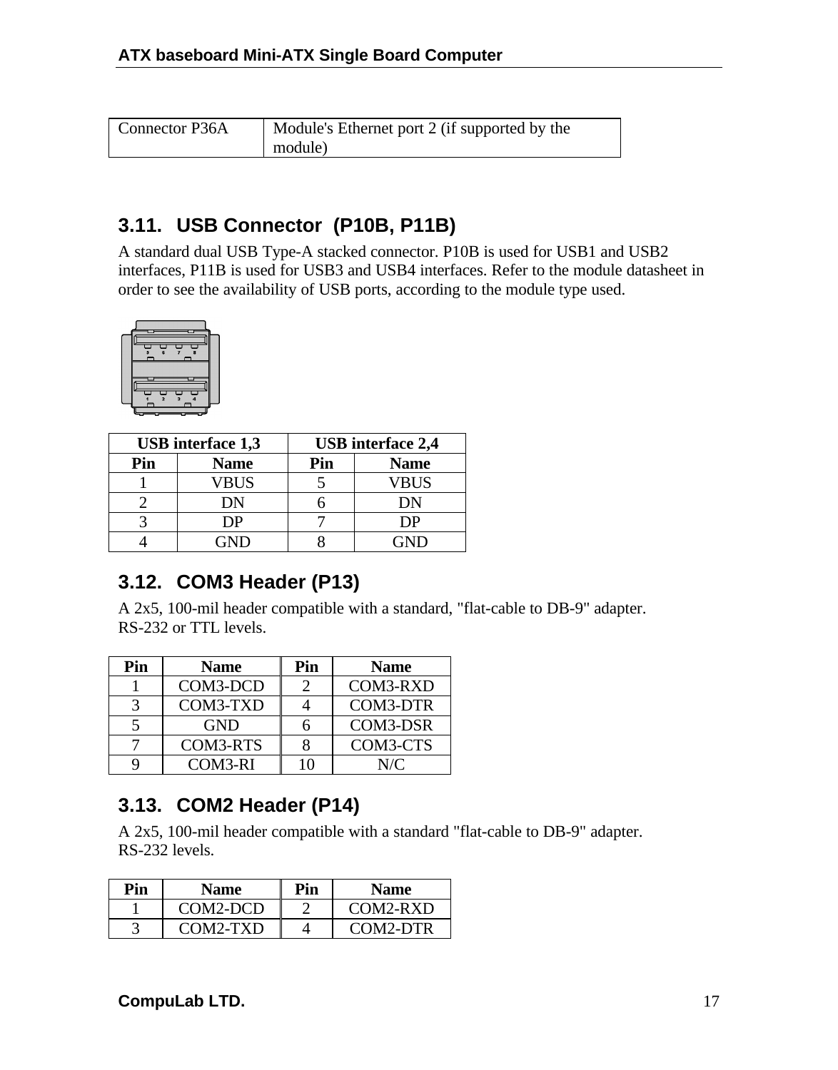| Connector P36A | Module's Ethernet port 2 (if supported by the module) |
|---|---|

## 3.11. USB Connector (P10B, P11B)

A standard dual USB Type-A stacked connector. P10B is used for USB1 and USB2 interfaces, P11B is used for USB3 and USB4 interfaces. Refer to the module datasheet in order to see the availability of USB ports, according to the module type used.

| USB interface 1,3 | | USB interface 2,4 | |
|---|---|---|---|
| **Pin** | **Name** | **Pin** | **Name** |
| 1 | VBUS | 5 | VBUS |
| 2 | DN | 6 | DN |
| 3 | DP | 7 | DP |
| 4 | GND | 8 | GND |

## 3.12. COM3 Header (P13)

A 2x5, 100-mil header compatible with a standard, "flat-cable to DB-9" adapter.
RS-232 or TTL levels.

| Pin | Name | Pin | Name |
|---|---|---|---|
| 1 | COM3-DCD | 2 | COM3-RXD |
| 3 | COM3-TXD | 4 | COM3-DTR |
| 5 | GND | 6 | COM3-DSR |
| 7 | COM3-RTS | 8 | COM3-CTS |
| 9 | COM3-RI | 10 | N/C |

## 3.13. COM2 Header (P14)

A 2x5, 100-mil header compatible with a standard "flat-cable to DB-9" adapter.
RS-232 levels.

| Pin | Name | Pin | Name |
|---|---|---|---|
| 1 | COM2-DCD | 2 | COM2-RXD |
| 3 | COM2-TXD | 4 | COM2-DTR |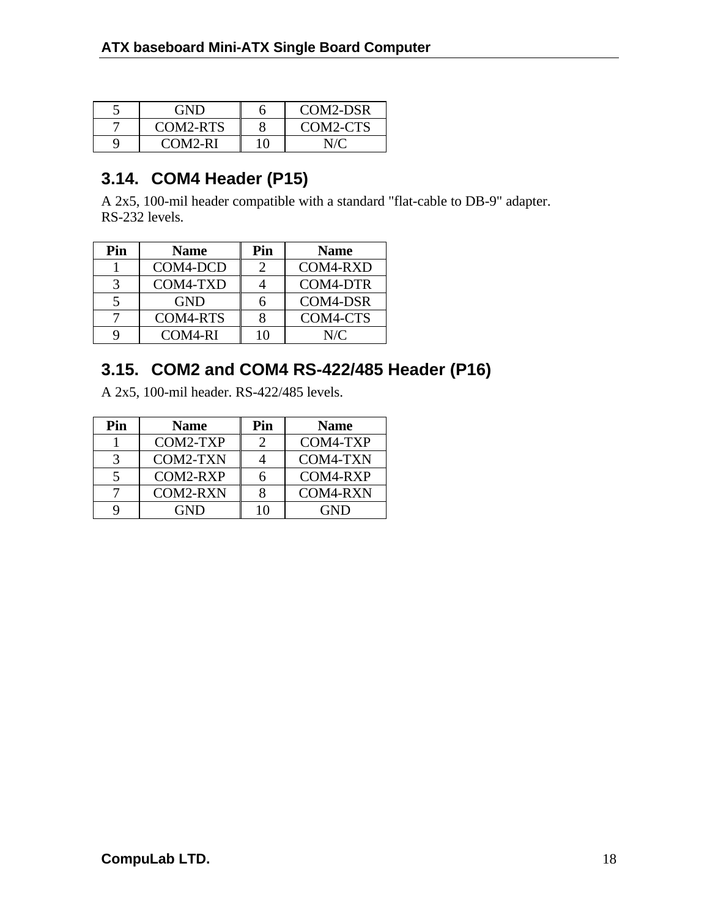| 5 | GND | 6 | COM2-DSR |
|---|---|---|---|
| 7 | COM2-RTS | 8 | COM2-CTS |
| 9 | COM2-RI | 10 | N/C |

## 3.14. COM4 Header (P15)

A 2x5, 100-mil header compatible with a standard "flat-cable to DB-9" adapter.
RS-232 levels.

| Pin | Name | Pin | Name |
|---|---|---|---|
| 1 | COM4-DCD | 2 | COM4-RXD |
| 3 | COM4-TXD | 4 | COM4-DTR |
| 5 | GND | 6 | COM4-DSR |
| 7 | COM4-RTS | 8 | COM4-CTS |
| 9 | COM4-RI | 10 | N/C |

## 3.15. COM2 and COM4 RS-422/485 Header (P16)

A 2x5, 100-mil header. RS-422/485 levels.

| Pin | Name | Pin | Name |
|---|---|---|---|
| 1 | COM2-TXP | 2 | COM4-TXP |
| 3 | COM2-TXN | 4 | COM4-TXN |
| 5 | COM2-RXP | 6 | COM4-RXP |
| 7 | COM2-RXN | 8 | COM4-RXN |
| 9 | GND | 10 | GND |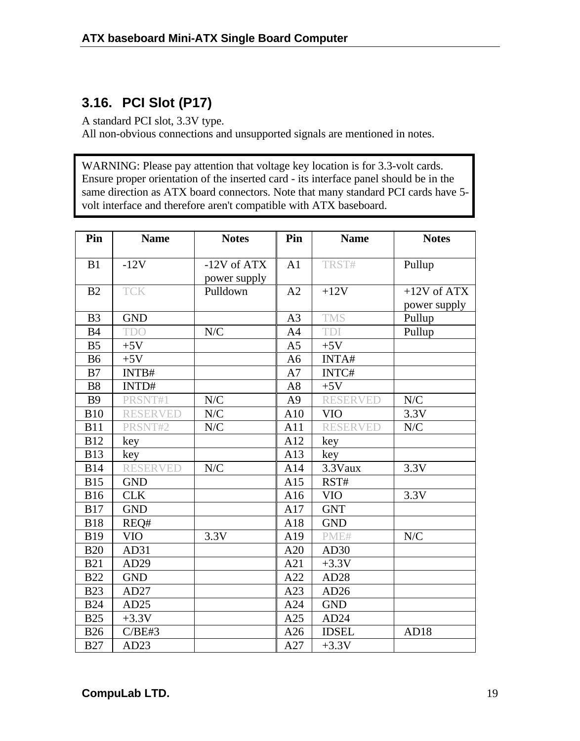## 3.16. PCI Slot (P17)

A standard PCI slot, 3.3V type.
All non-obvious connections and unsupported signals are mentioned in notes.

WARNING: Please pay attention that voltage key location is for 3.3-volt cards. Ensure proper orientation of the inserted card - its interface panel should be in the same direction as ATX board connectors. Note that many standard PCI cards have 5-volt interface and therefore aren't compatible with ATX baseboard.

| Pin | Name | Notes | Pin | Name | Notes |
|---|---|---|---|---|---|
| B1 | -12V | -12V of ATX power supply | A1 | TRST# | Pullup |
| B2 | TCK | Pulldown | A2 | +12V | +12V of ATX power supply |
| B3 | GND | | A3 | TMS | Pullup |
| B4 | TDO | N/C | A4 | TDI | Pullup |
| B5 | +5V | | A5 | +5V | |
| B6 | +5V | | A6 | INTA# | |
| B7 | INTB# | | A7 | INTC# | |
| B8 | INTD# | | A8 | +5V | |
| B9 | PRSNT#1 | N/C | A9 | RESERVED | N/C |
| B10 | RESERVED | N/C | A10 | VIO | 3.3V |
| B11 | PRSNT#2 | N/C | A11 | RESERVED | N/C |
| B12 | key | | A12 | key | |
| B13 | key | | A13 | key | |
| B14 | RESERVED | N/C | A14 | 3.3Vaux | 3.3V |
| B15 | GND | | A15 | RST# | |
| B16 | CLK | | A16 | VIO | 3.3V |
| B17 | GND | | A17 | GNT | |
| B18 | REQ# | | A18 | GND | |
| B19 | VIO | 3.3V | A19 | PME# | N/C |
| B20 | AD31 | | A20 | AD30 | |
| B21 | AD29 | | A21 | +3.3V | |
| B22 | GND | | A22 | AD28 | |
| B23 | AD27 | | A23 | AD26 | |
| B24 | AD25 | | A24 | GND | |
| B25 | +3.3V | | A25 | AD24 | |
| B26 | C/BE#3 | | A26 | IDSEL | AD18 |
| B27 | AD23 | | A27 | +3.3V | |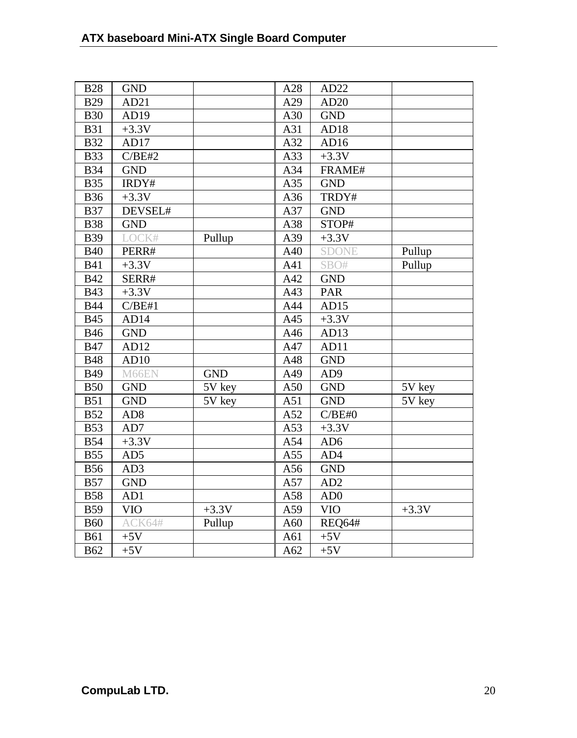| B28 | GND | | A28 | AD22 | |
|---|---|---|---|---|---|
| B29 | AD21 | | A29 | AD20 | |
| B30 | AD19 | | A30 | GND | |
| B31 | +3.3V | | A31 | AD18 | |
| B32 | AD17 | | A32 | AD16 | |
| B33 | C/BE#2 | | A33 | +3.3V | |
| B34 | GND | | A34 | FRAME# | |
| B35 | IRDY# | | A35 | GND | |
| B36 | +3.3V | | A36 | TRDY# | |
| B37 | DEVSEL# | | A37 | GND | |
| B38 | GND | | A38 | STOP# | |
| B39 | LOCK# | Pullup | A39 | +3.3V | |
| B40 | PERR# | | A40 | SDONE | Pullup |
| B41 | +3.3V | | A41 | SBO# | Pullup |
| B42 | SERR# | | A42 | GND | |
| B43 | +3.3V | | A43 | PAR | |
| B44 | C/BE#1 | | A44 | AD15 | |
| B45 | AD14 | | A45 | +3.3V | |
| B46 | GND | | A46 | AD13 | |
| B47 | AD12 | | A47 | AD11 | |
| B48 | AD10 | | A48 | GND | |
| B49 | M66EN | GND | A49 | AD9 | |
| B50 | GND | 5V key | A50 | GND | 5V key |
| B51 | GND | 5V key | A51 | GND | 5V key |
| B52 | AD8 | | A52 | C/BE#0 | |
| B53 | AD7 | | A53 | +3.3V | |
| B54 | +3.3V | | A54 | AD6 | |
| B55 | AD5 | | A55 | AD4 | |
| B56 | AD3 | | A56 | GND | |
| B57 | GND | | A57 | AD2 | |
| B58 | AD1 | | A58 | AD0 | |
| B59 | VIO | +3.3V | A59 | VIO | +3.3V |
| B60 | ACK64# | Pullup | A60 | REQ64# | |
| B61 | +5V | | A61 | +5V | |
| B62 | +5V | | A62 | +5V | |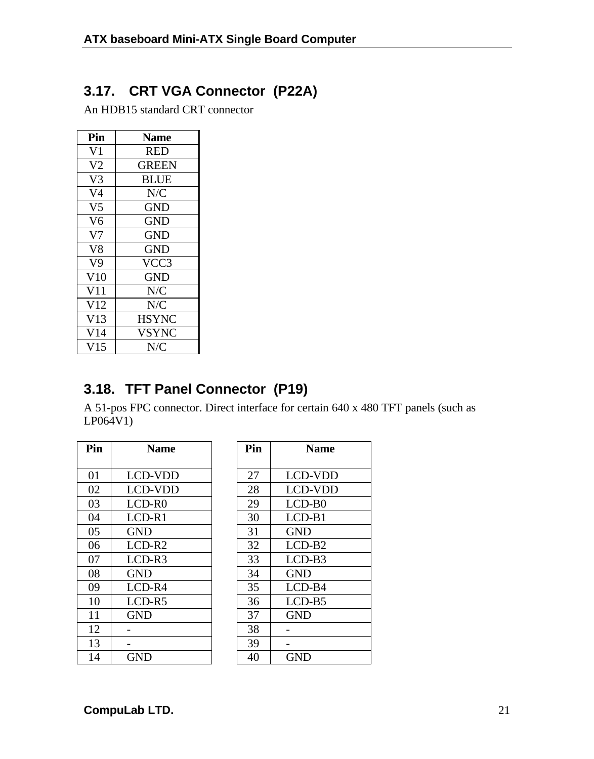## 3.17. CRT VGA Connector (P22A)

An HDB15 standard CRT connector

| Pin | Name |
|---|---|
| V1 | RED |
| V2 | GREEN |
| V3 | BLUE |
| V4 | N/C |
| V5 | GND |
| V6 | GND |
| V7 | GND |
| V8 | GND |
| V9 | VCC3 |
| V10 | GND |
| V11 | N/C |
| V12 | N/C |
| V13 | HSYNC |
| V14 | VSYNC |
| V15 | N/C |

## 3.18. TFT Panel Connector (P19)

A 51-pos FPC connector. Direct interface for certain 640 x 480 TFT panels (such as LP064V1)

| Pin | Name |
|---|---|
| 01 | LCD-VDD |
| 02 | LCD-VDD |
| 03 | LCD-R0 |
| 04 | LCD-R1 |
| 05 | GND |
| 06 | LCD-R2 |
| 07 | LCD-R3 |
| 08 | GND |
| 09 | LCD-R4 |
| 10 | LCD-R5 |
| 11 | GND |
| 12 | - |
| 13 | - |
| 14 | GND |

| Pin | Name |
|---|---|
| 27 | LCD-VDD |
| 28 | LCD-VDD |
| 29 | LCD-B0 |
| 30 | LCD-B1 |
| 31 | GND |
| 32 | LCD-B2 |
| 33 | LCD-B3 |
| 34 | GND |
| 35 | LCD-B4 |
| 36 | LCD-B5 |
| 37 | GND |
| 38 | - |
| 39 | - |
| 40 | GND |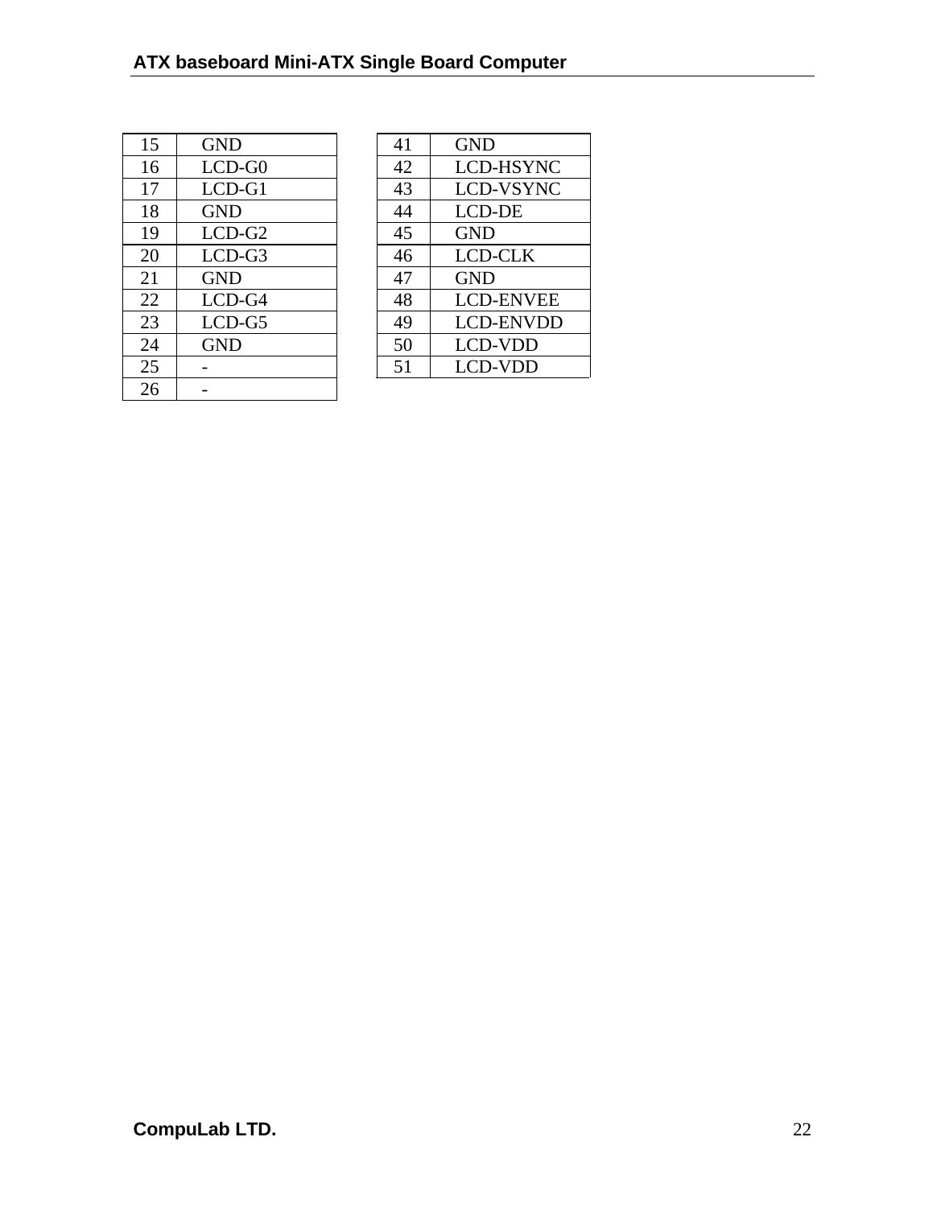| 15 | GND |
|---|---|
| 16 | LCD-G0 |
| 17 | LCD-G1 |
| 18 | GND |
| 19 | LCD-G2 |
| 20 | LCD-G3 |
| 21 | GND |
| 22 | LCD-G4 |
| 23 | LCD-G5 |
| 24 | GND |
| 25 | - |
| 26 | - |

| 41 | GND |
|---|---|
| 42 | LCD-HSYNC |
| 43 | LCD-VSYNC |
| 44 | LCD-DE |
| 45 | GND |
| 46 | LCD-CLK |
| 47 | GND |
| 48 | LCD-ENVEE |
| 49 | LCD-ENVDD |
| 50 | LCD-VDD |
| 51 | LCD-VDD |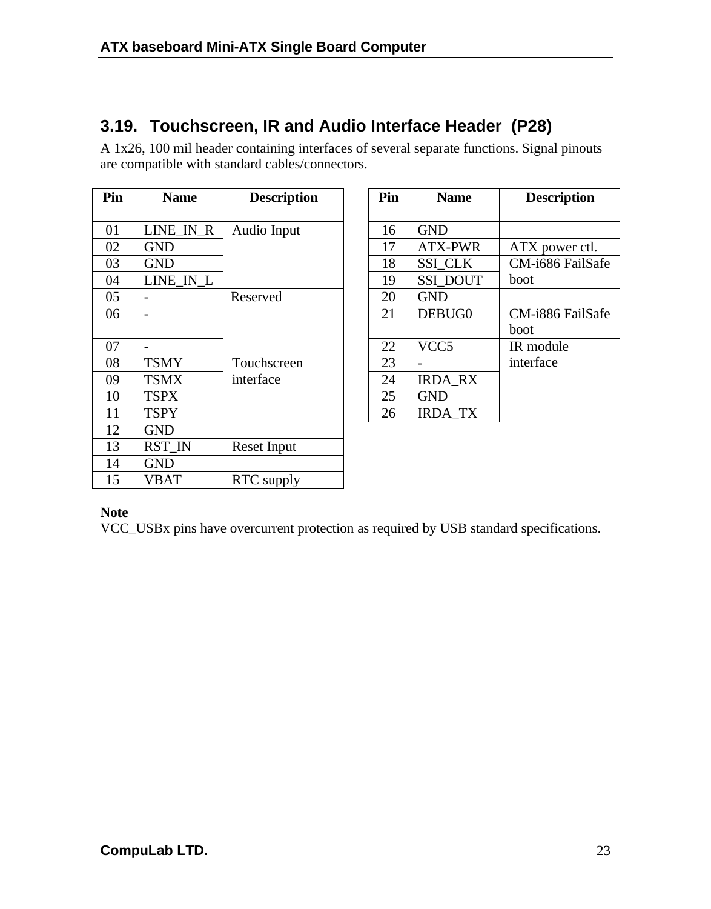## 3.19. Touchscreen, IR and Audio Interface Header (P28)

A 1x26, 100 mil header containing interfaces of several separate functions. Signal pinouts are compatible with standard cables/connectors.

| Pin | Name | Description |
|---|---|---|
| 01 | LINE_IN_R | Audio Input |
| 02 | GND | |
| 03 | GND | |
| 04 | LINE_IN_L | |
| 05 | - | Reserved |
| 06 | - | |
| 07 | - | |
| 08 | TSMY | Touchscreen interface |
| 09 | TSMX | |
| 10 | TSPX | |
| 11 | TSPY | |
| 12 | GND | |
| 13 | RST_IN | Reset Input |
| 14 | GND | |
| 15 | VBAT | RTC supply |

| Pin | Name | Description |
|---|---|---|
| 16 | GND | |
| 17 | ATX-PWR | ATX power ctl. |
| 18 | SSI_CLK | CM-i686 FailSafe boot |
| 19 | SSI_DOUT | |
| 20 | GND | |
| 21 | DEBUG0 | CM-i886 FailSafe boot |
| 22 | VCC5 | IR module interface |
| 23 | - | |
| 24 | IRDA_RX | |
| 25 | GND | |
| 26 | IRDA_TX | |

**Note**

VCC_USBx pins have overcurrent protection as required by USB standard specifications.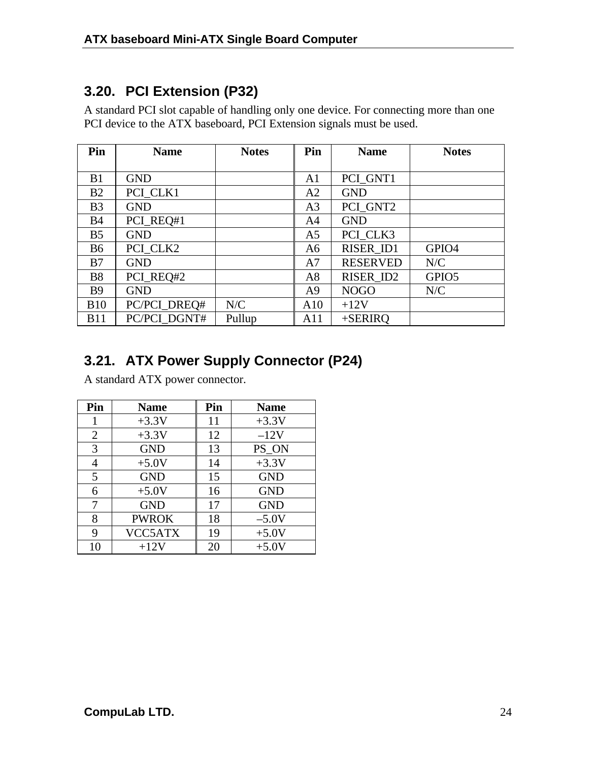## 3.20. PCI Extension (P32)

A standard PCI slot capable of handling only one device. For connecting more than one PCI device to the ATX baseboard, PCI Extension signals must be used.

| Pin | Name | Notes | Pin | Name | Notes |
|---|---|---|---|---|---|
| B1 | GND | | A1 | PCI_GNT1 | |
| B2 | PCI_CLK1 | | A2 | GND | |
| B3 | GND | | A3 | PCI_GNT2 | |
| B4 | PCI_REQ#1 | | A4 | GND | |
| B5 | GND | | A5 | PCI_CLK3 | |
| B6 | PCI_CLK2 | | A6 | RISER_ID1 | GPIO4 |
| B7 | GND | | A7 | RESERVED | N/C |
| B8 | PCI_REQ#2 | | A8 | RISER_ID2 | GPIO5 |
| B9 | GND | | A9 | NOGO | N/C |
| B10 | PC/PCI_DREQ# | N/C | A10 | +12V | |
| B11 | PC/PCI_DGNT# | Pullup | A11 | +SERIRQ | |

## 3.21. ATX Power Supply Connector (P24)

A standard ATX power connector.

| Pin | Name | Pin | Name |
|---|---|---|---|
| 1 | +3.3V | 11 | +3.3V |
| 2 | +3.3V | 12 | –12V |
| 3 | GND | 13 | PS_ON |
| 4 | +5.0V | 14 | +3.3V |
| 5 | GND | 15 | GND |
| 6 | +5.0V | 16 | GND |
| 7 | GND | 17 | GND |
| 8 | PWROK | 18 | –5.0V |
| 9 | VCC5ATX | 19 | +5.0V |
| 10 | +12V | 20 | +5.0V |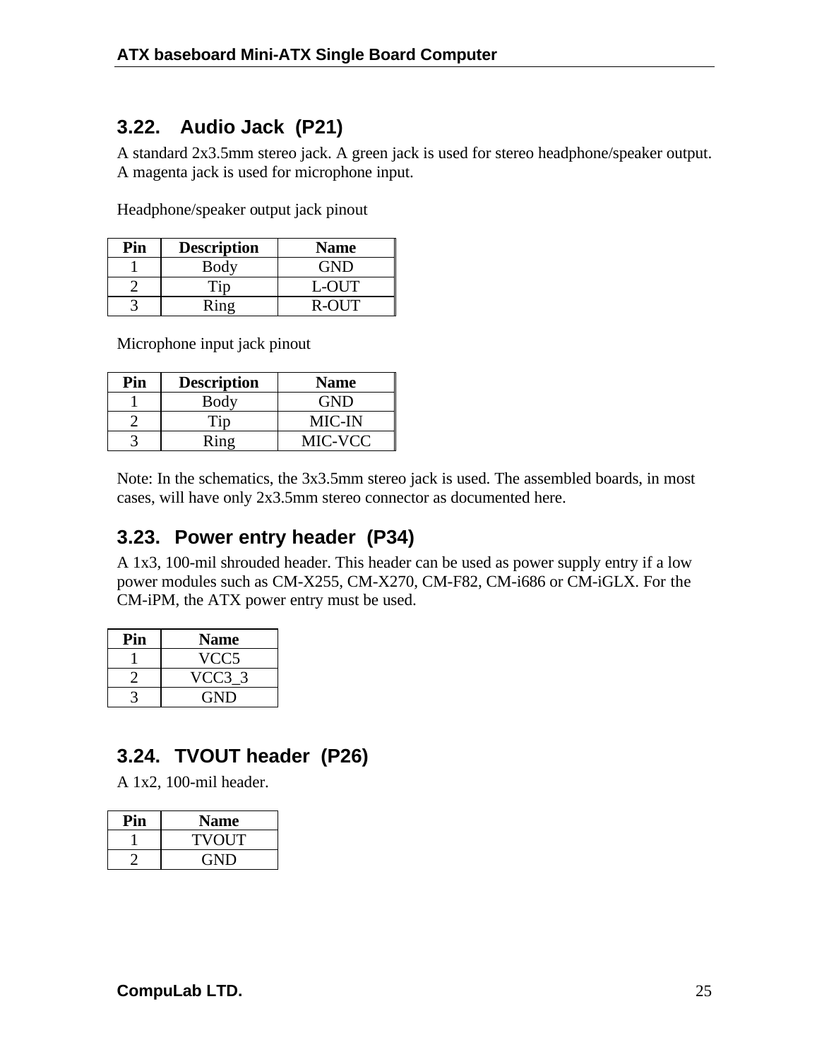## 3.22. Audio Jack (P21)

A standard 2x3.5mm stereo jack. A green jack is used for stereo headphone/speaker output. A magenta jack is used for microphone input.

Headphone/speaker output jack pinout

| Pin | Description | Name |
|---|---|---|
| 1 | Body | GND |
| 2 | Tip | L-OUT |
| 3 | Ring | R-OUT |

Microphone input jack pinout

| Pin | Description | Name |
|---|---|---|
| 1 | Body | GND |
| 2 | Tip | MIC-IN |
| 3 | Ring | MIC-VCC |

Note: In the schematics, the 3x3.5mm stereo jack is used. The assembled boards, in most cases, will have only 2x3.5mm stereo connector as documented here.

## 3.23. Power entry header (P34)

A 1x3, 100-mil shrouded header. This header can be used as power supply entry if a low power modules such as CM-X255, CM-X270, CM-F82, CM-i686 or CM-iGLX. For the CM-iPM, the ATX power entry must be used.

| Pin | Name |
|---|---|
| 1 | VCC5 |
| 2 | VCC3_3 |
| 3 | GND |

## 3.24. TVOUT header (P26)

A 1x2, 100-mil header.

| Pin | Name |
|---|---|
| 1 | TVOUT |
| 2 | GND |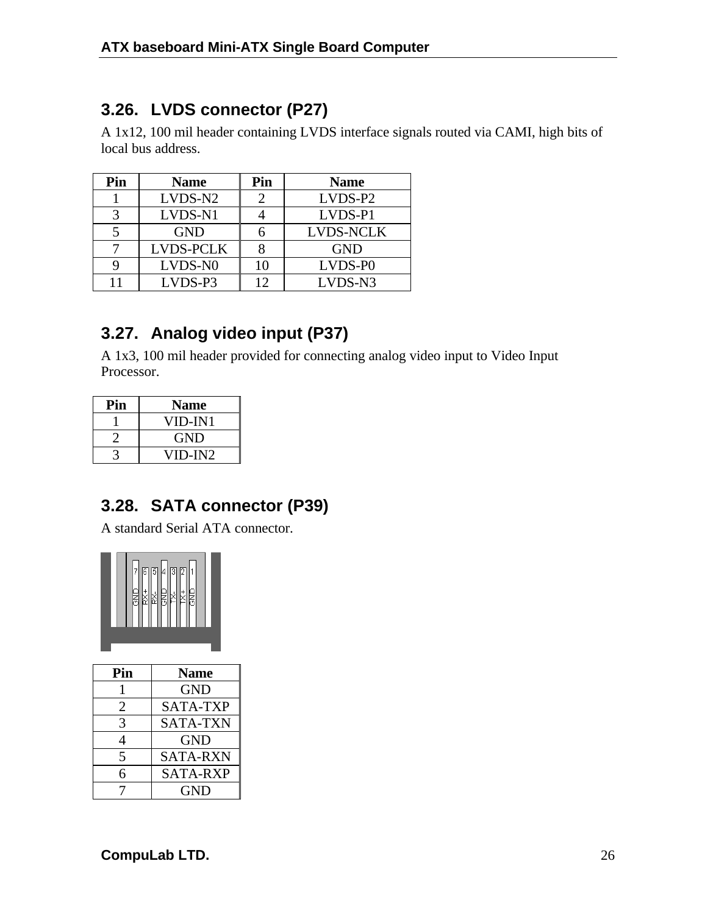## 3.26. LVDS connector (P27)

A 1x12, 100 mil header containing LVDS interface signals routed via CAMI, high bits of local bus address.

| Pin | Name | Pin | Name |
|---|---|---|---|
| 1 | LVDS-N2 | 2 | LVDS-P2 |
| 3 | LVDS-N1 | 4 | LVDS-P1 |
| 5 | GND | 6 | LVDS-NCLK |
| 7 | LVDS-PCLK | 8 | GND |
| 9 | LVDS-N0 | 10 | LVDS-P0 |
| 11 | LVDS-P3 | 12 | LVDS-N3 |

## 3.27. Analog video input (P37)

A 1x3, 100 mil header provided for connecting analog video input to Video Input Processor.

| Pin | Name |
|---|---|
| 1 | VID-IN1 |
| 2 | GND |
| 3 | VID-IN2 |

## 3.28. SATA connector (P39)

A standard Serial ATA connector.

| Pin | Name |
|---|---|
| 1 | GND |
| 2 | SATA-TXP |
| 3 | SATA-TXN |
| 4 | GND |
| 5 | SATA-RXN |
| 6 | SATA-RXP |
| 7 | GND |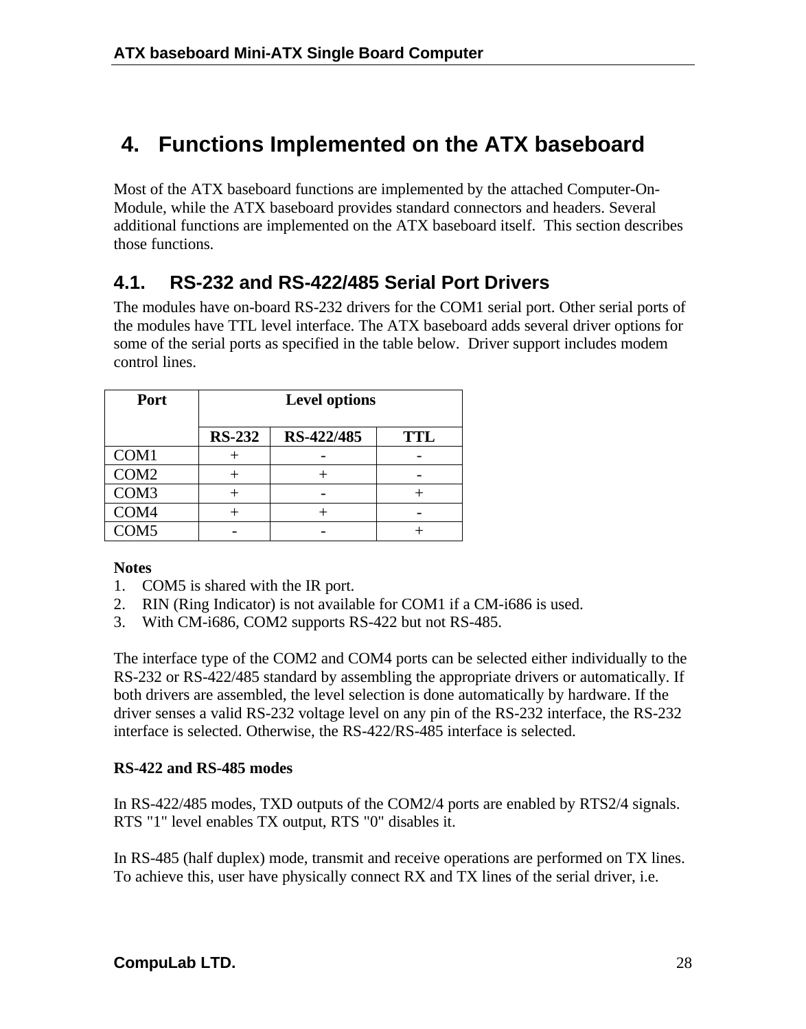# 4. Functions Implemented on the ATX baseboard

Most of the ATX baseboard functions are implemented by the attached Computer-On-Module, while the ATX baseboard provides standard connectors and headers. Several additional functions are implemented on the ATX baseboard itself. This section describes those functions.

## 4.1. RS-232 and RS-422/485 Serial Port Drivers

The modules have on-board RS-232 drivers for the COM1 serial port. Other serial ports of the modules have TTL level interface. The ATX baseboard adds several driver options for some of the serial ports as specified in the table below. Driver support includes modem control lines.

| Port | Level options | | |
|---|---|---|---|
| | **RS-232** | **RS-422/485** | **TTL** |
| COM1 | + | - | - |
| COM2 | + | + | - |
| COM3 | + | - | + |
| COM4 | + | + | - |
| COM5 | - | - | + |

**Notes**

1. COM5 is shared with the IR port.
2. RIN (Ring Indicator) is not available for COM1 if a CM-i686 is used.
3. With CM-i686, COM2 supports RS-422 but not RS-485.

The interface type of the COM2 and COM4 ports can be selected either individually to the RS-232 or RS-422/485 standard by assembling the appropriate drivers or automatically. If both drivers are assembled, the level selection is done automatically by hardware. If the driver senses a valid RS-232 voltage level on any pin of the RS-232 interface, the RS-232 interface is selected. Otherwise, the RS-422/RS-485 interface is selected.

**RS-422 and RS-485 modes**

In RS-422/485 modes, TXD outputs of the COM2/4 ports are enabled by RTS2/4 signals. RTS "1" level enables TX output, RTS "0" disables it.

In RS-485 (half duplex) mode, transmit and receive operations are performed on TX lines. To achieve this, user have physically connect RX and TX lines of the serial driver, i.e.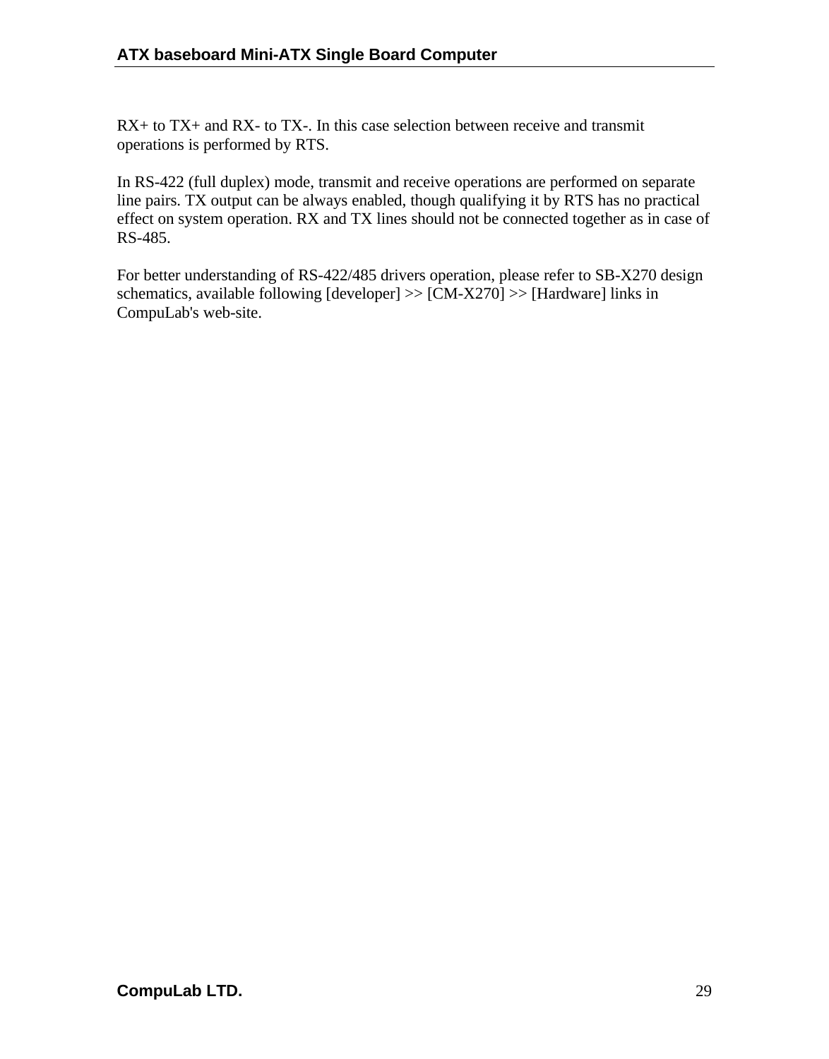RX+ to TX+ and RX- to TX-. In this case selection between receive and transmit operations is performed by RTS.

In RS-422 (full duplex) mode, transmit and receive operations are performed on separate line pairs. TX output can be always enabled, though qualifying it by RTS has no practical effect on system operation. RX and TX lines should not be connected together as in case of RS-485.

For better understanding of RS-422/485 drivers operation, please refer to SB-X270 design schematics, available following [developer] >> [CM-X270] >> [Hardware] links in CompuLab's web-site.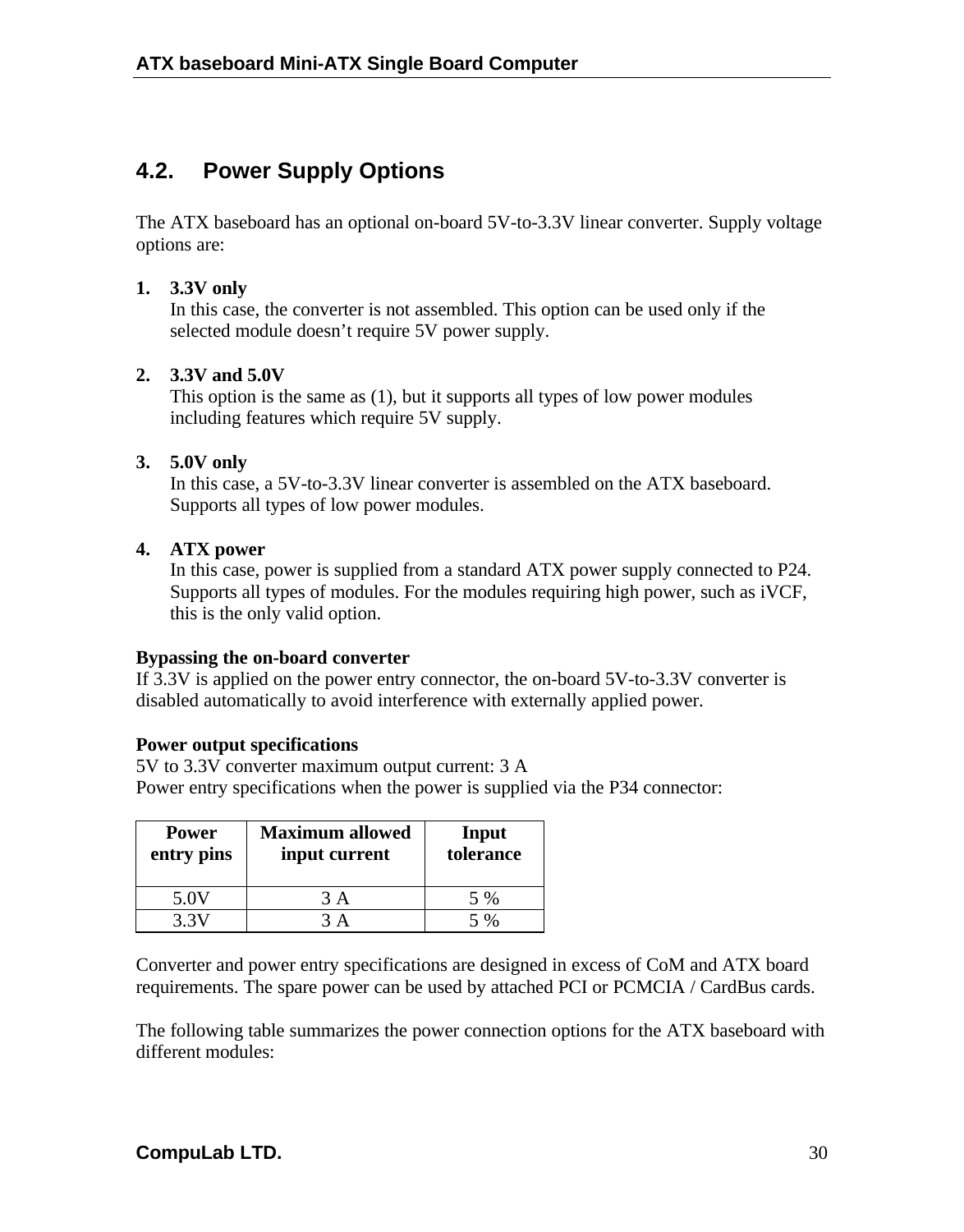## 4.2. Power Supply Options

The ATX baseboard has an optional on-board 5V-to-3.3V linear converter. Supply voltage options are:

1. **3.3V only**
   In this case, the converter is not assembled. This option can be used only if the selected module doesn't require 5V power supply.

2. **3.3V and 5.0V**
   This option is the same as (1), but it supports all types of low power modules including features which require 5V supply.

3. **5.0V only**
   In this case, a 5V-to-3.3V linear converter is assembled on the ATX baseboard. Supports all types of low power modules.

4. **ATX power**
   In this case, power is supplied from a standard ATX power supply connected to P24. Supports all types of modules. For the modules requiring high power, such as iVCF, this is the only valid option.

**Bypassing the on-board converter**
If 3.3V is applied on the power entry connector, the on-board 5V-to-3.3V converter is disabled automatically to avoid interference with externally applied power.

**Power output specifications**
5V to 3.3V converter maximum output current: 3 A
Power entry specifications when the power is supplied via the P34 connector:

| Power entry pins | Maximum allowed input current | Input tolerance |
|---|---|---|
| 5.0V | 3 A | 5 % |
| 3.3V | 3 A | 5 % |

Converter and power entry specifications are designed in excess of CoM and ATX board requirements. The spare power can be used by attached PCI or PCMCIA / CardBus cards.

The following table summarizes the power connection options for the ATX baseboard with different modules: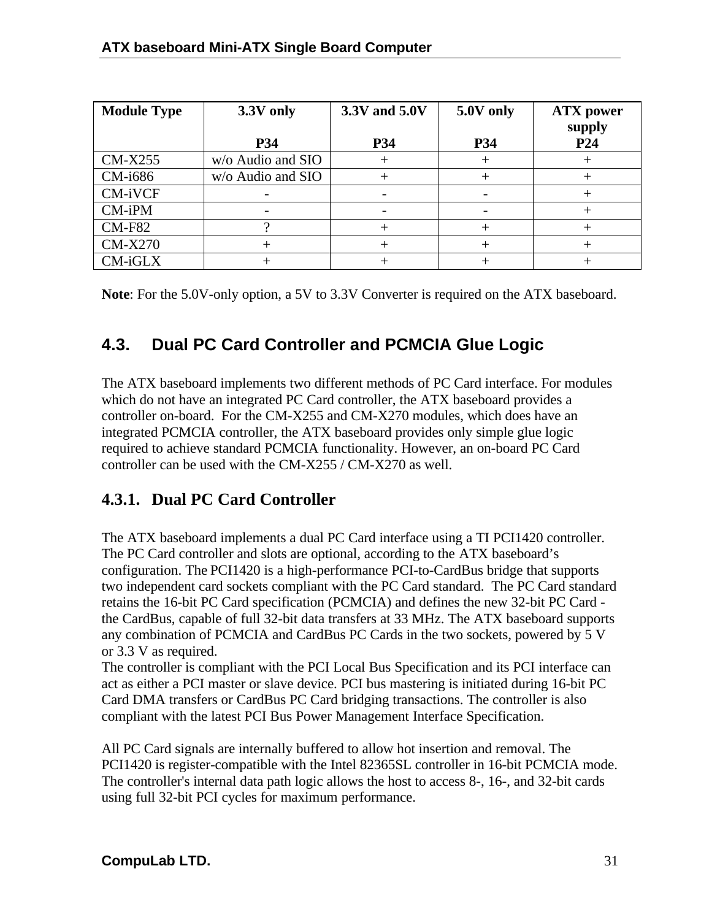| Module Type | 3.3V only<br><br>P34 | 3.3V and 5.0V<br><br>P34 | 5.0V only<br><br>P34 | ATX power supply<br>P24 |
|---|---|---|---|---|
| CM-X255 | w/o Audio and SIO | + | + | + |
| CM-i686 | w/o Audio and SIO | + | + | + |
| CM-iVCF | - | - | - | + |
| CM-iPM | - | - | - | + |
| CM-F82 | ? | + | + | + |
| CM-X270 | + | + | + | + |
| CM-iGLX | + | + | + | + |

**Note**: For the 5.0V-only option, a 5V to 3.3V Converter is required on the ATX baseboard.

## 4.3. Dual PC Card Controller and PCMCIA Glue Logic

The ATX baseboard implements two different methods of PC Card interface. For modules which do not have an integrated PC Card controller, the ATX baseboard provides a controller on-board. For the CM-X255 and CM-X270 modules, which does have an integrated PCMCIA controller, the ATX baseboard provides only simple glue logic required to achieve standard PCMCIA functionality. However, an on-board PC Card controller can be used with the CM-X255 / CM-X270 as well.

### 4.3.1. Dual PC Card Controller

The ATX baseboard implements a dual PC Card interface using a TI PCI1420 controller. The PC Card controller and slots are optional, according to the ATX baseboard's configuration. The PCI1420 is a high-performance PCI-to-CardBus bridge that supports two independent card sockets compliant with the PC Card standard. The PC Card standard retains the 16-bit PC Card specification (PCMCIA) and defines the new 32-bit PC Card - the CardBus, capable of full 32-bit data transfers at 33 MHz. The ATX baseboard supports any combination of PCMCIA and CardBus PC Cards in the two sockets, powered by 5 V or 3.3 V as required.
The controller is compliant with the PCI Local Bus Specification and its PCI interface can act as either a PCI master or slave device. PCI bus mastering is initiated during 16-bit PC Card DMA transfers or CardBus PC Card bridging transactions. The controller is also compliant with the latest PCI Bus Power Management Interface Specification.

All PC Card signals are internally buffered to allow hot insertion and removal. The PCI1420 is register-compatible with the Intel 82365SL controller in 16-bit PCMCIA mode. The controller's internal data path logic allows the host to access 8-, 16-, and 32-bit cards using full 32-bit PCI cycles for maximum performance.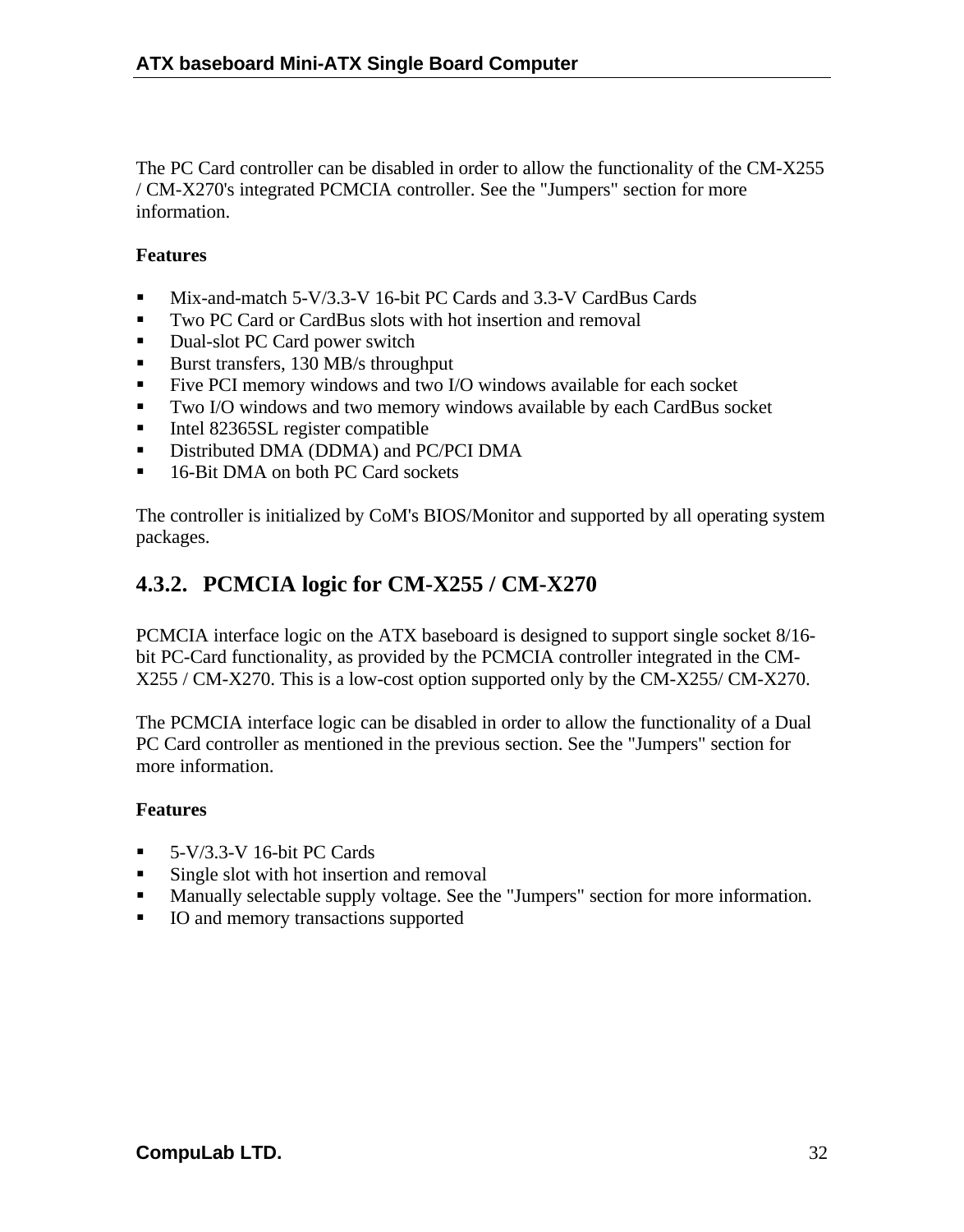The PC Card controller can be disabled in order to allow the functionality of the CM-X255 / CM-X270's integrated PCMCIA controller. See the "Jumpers" section for more information.

**Features**

- Mix-and-match 5-V/3.3-V 16-bit PC Cards and 3.3-V CardBus Cards
- Two PC Card or CardBus slots with hot insertion and removal
- Dual-slot PC Card power switch
- Burst transfers, 130 MB/s throughput
- Five PCI memory windows and two I/O windows available for each socket
- Two I/O windows and two memory windows available by each CardBus socket
- Intel 82365SL register compatible
- Distributed DMA (DDMA) and PC/PCI DMA
- 16-Bit DMA on both PC Card sockets

The controller is initialized by CoM's BIOS/Monitor and supported by all operating system packages.

### 4.3.2. PCMCIA logic for CM-X255 / CM-X270

PCMCIA interface logic on the ATX baseboard is designed to support single socket 8/16-bit PC-Card functionality, as provided by the PCMCIA controller integrated in the CM-X255 / CM-X270. This is a low-cost option supported only by the CM-X255/ CM-X270.

The PCMCIA interface logic can be disabled in order to allow the functionality of a Dual PC Card controller as mentioned in the previous section. See the "Jumpers" section for more information.

**Features**

- 5-V/3.3-V 16-bit PC Cards
- Single slot with hot insertion and removal
- Manually selectable supply voltage. See the "Jumpers" section for more information.
- IO and memory transactions supported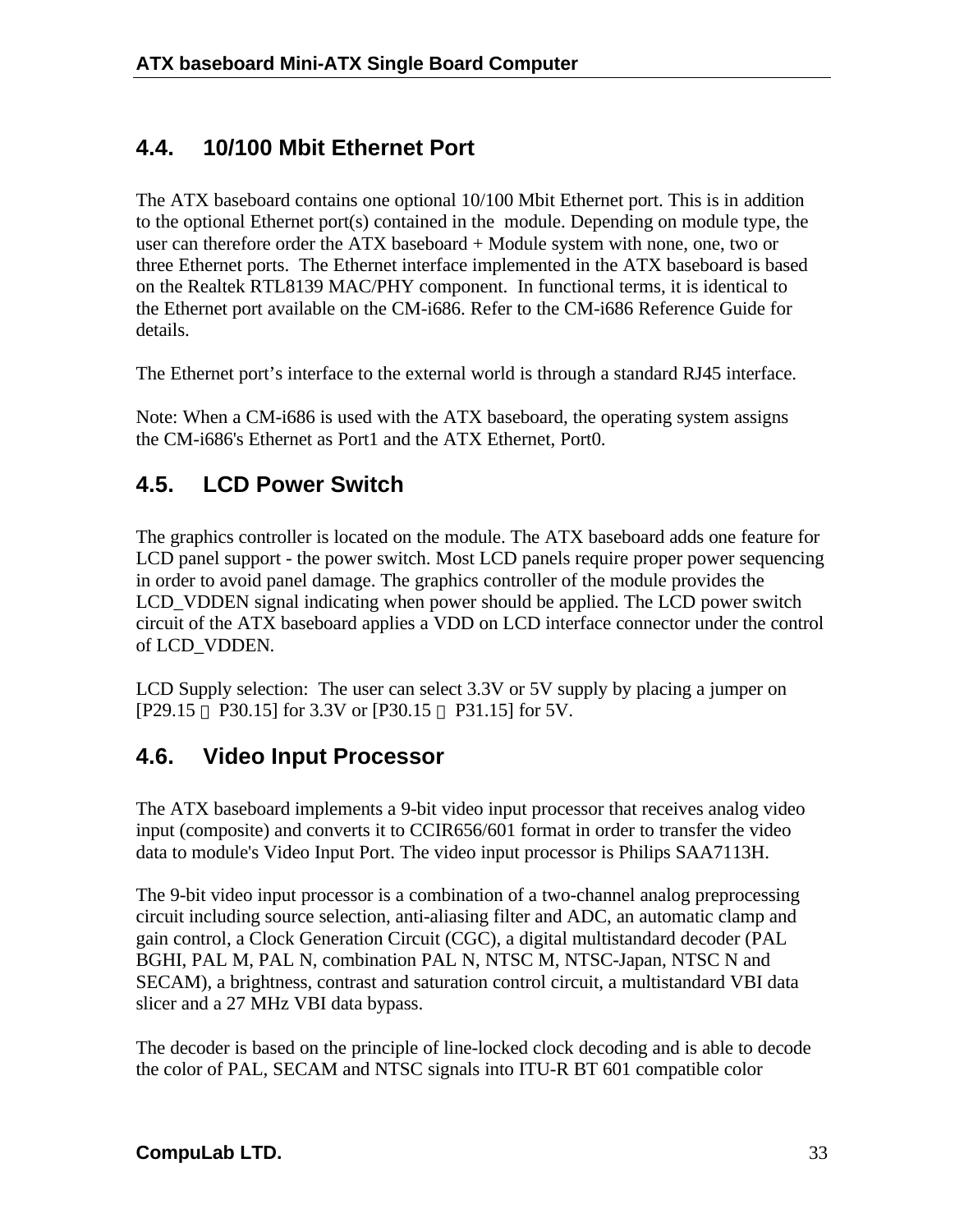## 4.4. 10/100 Mbit Ethernet Port

The ATX baseboard contains one optional 10/100 Mbit Ethernet port. This is in addition to the optional Ethernet port(s) contained in the module. Depending on module type, the user can therefore order the ATX baseboard + Module system with none, one, two or three Ethernet ports. The Ethernet interface implemented in the ATX baseboard is based on the Realtek RTL8139 MAC/PHY component. In functional terms, it is identical to the Ethernet port available on the CM-i686. Refer to the CM-i686 Reference Guide for details.

The Ethernet port's interface to the external world is through a standard RJ45 interface.

Note: When a CM-i686 is used with the ATX baseboard, the operating system assigns the CM-i686's Ethernet as Port1 and the ATX Ethernet, Port0.

## 4.5. LCD Power Switch

The graphics controller is located on the module. The ATX baseboard adds one feature for LCD panel support - the power switch. Most LCD panels require proper power sequencing in order to avoid panel damage. The graphics controller of the module provides the LCD_VDDEN signal indicating when power should be applied. The LCD power switch circuit of the ATX baseboard applies a VDD on LCD interface connector under the control of LCD_VDDEN.

LCD Supply selection: The user can select 3.3V or 5V supply by placing a jumper on [P29.15 – P30.15] for 3.3V or [P30.15 – P31.15] for 5V.

## 4.6. Video Input Processor

The ATX baseboard implements a 9-bit video input processor that receives analog video input (composite) and converts it to CCIR656/601 format in order to transfer the video data to module's Video Input Port. The video input processor is Philips SAA7113H.

The 9-bit video input processor is a combination of a two-channel analog preprocessing circuit including source selection, anti-aliasing filter and ADC, an automatic clamp and gain control, a Clock Generation Circuit (CGC), a digital multistandard decoder (PAL BGHI, PAL M, PAL N, combination PAL N, NTSC M, NTSC-Japan, NTSC N and SECAM), a brightness, contrast and saturation control circuit, a multistandard VBI data slicer and a 27 MHz VBI data bypass.

The decoder is based on the principle of line-locked clock decoding and is able to decode the color of PAL, SECAM and NTSC signals into ITU-R BT 601 compatible color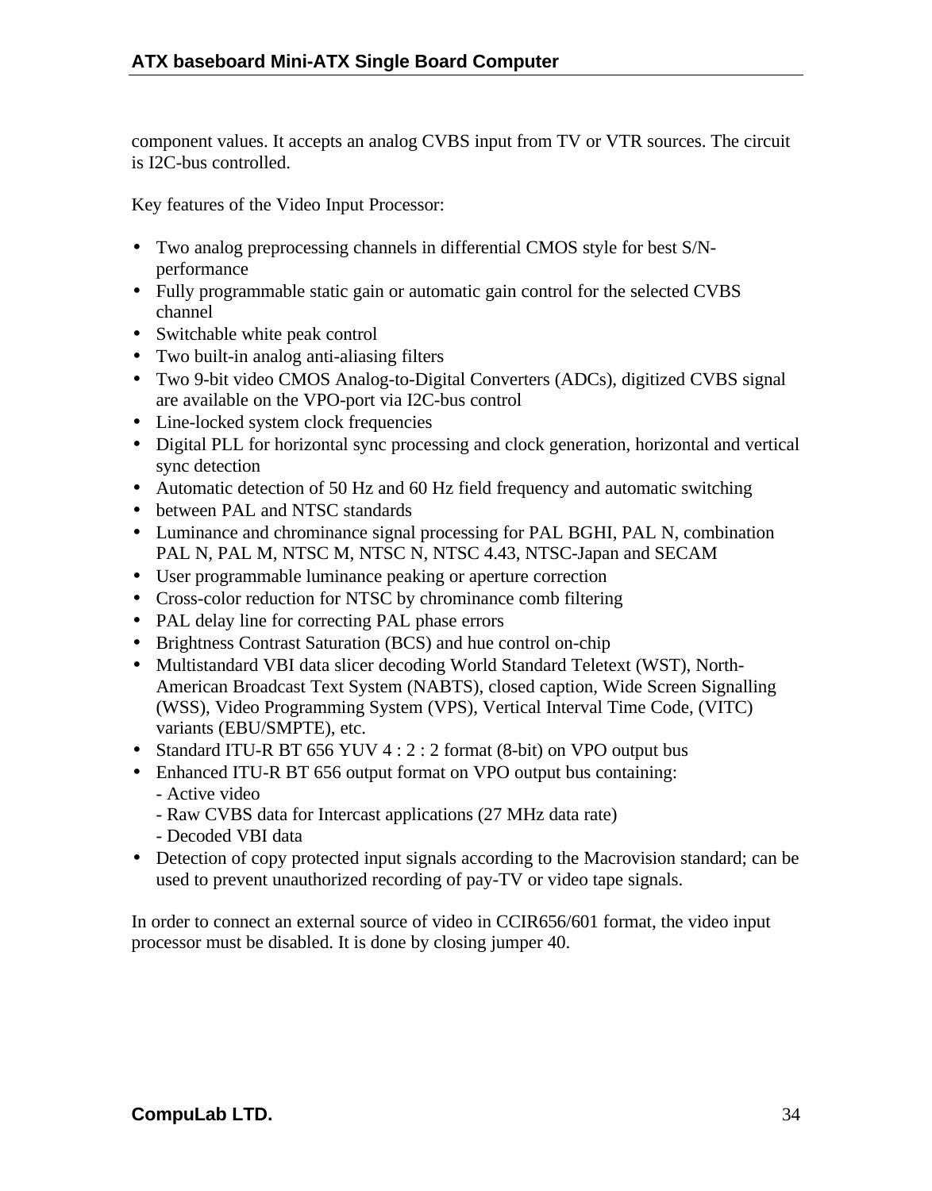component values. It accepts an analog CVBS input from TV or VTR sources. The circuit is I2C-bus controlled.

Key features of the Video Input Processor:

- Two analog preprocessing channels in differential CMOS style for best S/N-performance
- Fully programmable static gain or automatic gain control for the selected CVBS channel
- Switchable white peak control
- Two built-in analog anti-aliasing filters
- Two 9-bit video CMOS Analog-to-Digital Converters (ADCs), digitized CVBS signal are available on the VPO-port via I2C-bus control
- Line-locked system clock frequencies
- Digital PLL for horizontal sync processing and clock generation, horizontal and vertical sync detection
- Automatic detection of 50 Hz and 60 Hz field frequency and automatic switching
- between PAL and NTSC standards
- Luminance and chrominance signal processing for PAL BGHI, PAL N, combination PAL N, PAL M, NTSC M, NTSC N, NTSC 4.43, NTSC-Japan and SECAM
- User programmable luminance peaking or aperture correction
- Cross-color reduction for NTSC by chrominance comb filtering
- PAL delay line for correcting PAL phase errors
- Brightness Contrast Saturation (BCS) and hue control on-chip
- Multistandard VBI data slicer decoding World Standard Teletext (WST), North-American Broadcast Text System (NABTS), closed caption, Wide Screen Signalling (WSS), Video Programming System (VPS), Vertical Interval Time Code, (VITC) variants (EBU/SMPTE), etc.
- Standard ITU-R BT 656 YUV 4 : 2 : 2 format (8-bit) on VPO output bus
- Enhanced ITU-R BT 656 output format on VPO output bus containing:
  - Active video
  - Raw CVBS data for Intercast applications (27 MHz data rate)
  - Decoded VBI data
- Detection of copy protected input signals according to the Macrovision standard; can be used to prevent unauthorized recording of pay-TV or video tape signals.

In order to connect an external source of video in CCIR656/601 format, the video input processor must be disabled. It is done by closing jumper 40.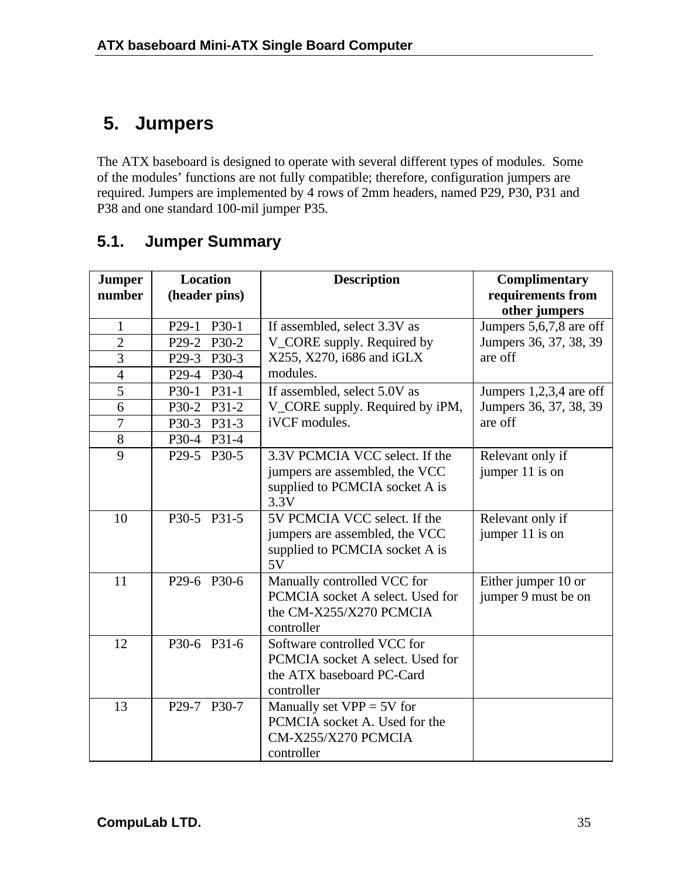# 5. Jumpers

The ATX baseboard is designed to operate with several different types of modules. Some of the modules' functions are not fully compatible; therefore, configuration jumpers are required. Jumpers are implemented by 4 rows of 2mm headers, named P29, P30, P31 and P38 and one standard 100-mil jumper P35.

## 5.1. Jumper Summary

| Jumper number | Location (header pins) | Description | Complimentary requirements from other jumpers |
|---|---|---|---|
| 1 | P29-1 P30-1 | If assembled, select 3.3V as V_CORE supply. Required by X255, X270, i686 and iGLX modules. | Jumpers 5,6,7,8 are off Jumpers 36, 37, 38, 39 are off |
| 2 | P29-2 P30-2 | | |
| 3 | P29-3 P30-3 | | |
| 4 | P29-4 P30-4 | | |
| 5 | P30-1 P31-1 | If assembled, select 5.0V as V_CORE supply. Required by iPM, iVCF modules. | Jumpers 1,2,3,4 are off Jumpers 36, 37, 38, 39 are off |
| 6 | P30-2 P31-2 | | |
| 7 | P30-3 P31-3 | | |
| 8 | P30-4 P31-4 | | |
| 9 | P29-5 P30-5 | 3.3V PCMCIA VCC select. If the jumpers are assembled, the VCC supplied to PCMCIA socket A is 3.3V | Relevant only if jumper 11 is on |
| 10 | P30-5 P31-5 | 5V PCMCIA VCC select. If the jumpers are assembled, the VCC supplied to PCMCIA socket A is 5V | Relevant only if jumper 11 is on |
| 11 | P29-6 P30-6 | Manually controlled VCC for PCMCIA socket A select. Used for the CM-X255/X270 PCMCIA controller | Either jumper 10 or jumper 9 must be on |
| 12 | P30-6 P31-6 | Software controlled VCC for PCMCIA socket A select. Used for the ATX baseboard PC-Card controller | |
| 13 | P29-7 P30-7 | Manually set VPP = 5V for PCMCIA socket A. Used for the CM-X255/X270 PCMCIA controller | |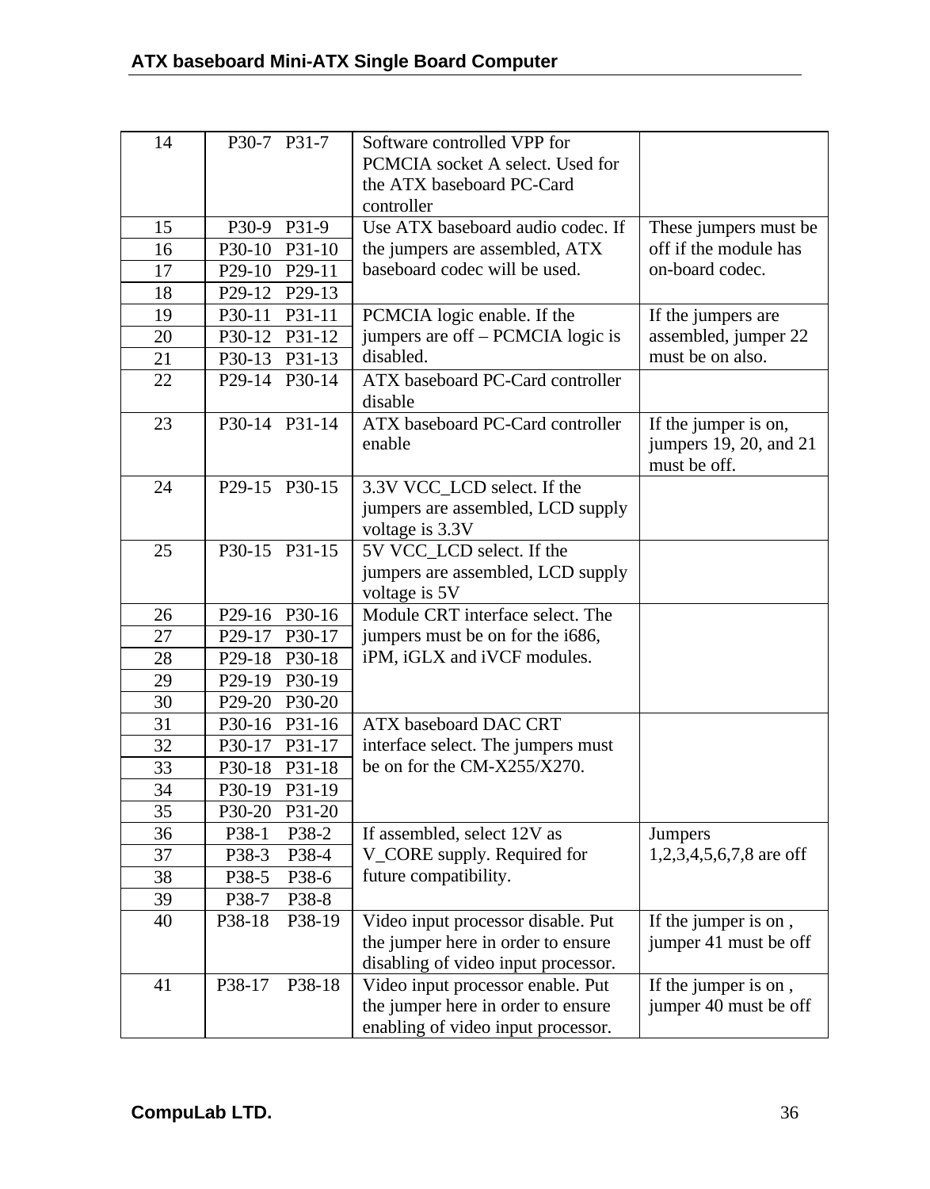| | | | |
|---|---|---|---|
| 14 | P30-7 P31-7 | Software controlled VPP for PCMCIA socket A select. Used for the ATX baseboard PC-Card controller | |
| 15 | P30-9 P31-9 | Use ATX baseboard audio codec. If the jumpers are assembled, ATX baseboard codec will be used. | These jumpers must be off if the module has on-board codec. |
| 16 | P30-10 P31-10 | | |
| 17 | P29-10 P29-11 | | |
| 18 | P29-12 P29-13 | | |
| 19 | P30-11 P31-11 | PCMCIA logic enable. If the jumpers are off – PCMCIA logic is disabled. | If the jumpers are assembled, jumper 22 must be on also. |
| 20 | P30-12 P31-12 | | |
| 21 | P30-13 P31-13 | | |
| 22 | P29-14 P30-14 | ATX baseboard PC-Card controller disable | |
| 23 | P30-14 P31-14 | ATX baseboard PC-Card controller enable | If the jumper is on, jumpers 19, 20, and 21 must be off. |
| 24 | P29-15 P30-15 | 3.3V VCC_LCD select. If the jumpers are assembled, LCD supply voltage is 3.3V | |
| 25 | P30-15 P31-15 | 5V VCC_LCD select. If the jumpers are assembled, LCD supply voltage is 5V | |
| 26 | P29-16 P30-16 | Module CRT interface select. The jumpers must be on for the i686, iPM, iGLX and iVCF modules. | |
| 27 | P29-17 P30-17 | | |
| 28 | P29-18 P30-18 | | |
| 29 | P29-19 P30-19 | | |
| 30 | P29-20 P30-20 | | |
| 31 | P30-16 P31-16 | ATX baseboard DAC CRT interface select. The jumpers must be on for the CM-X255/X270. | |
| 32 | P30-17 P31-17 | | |
| 33 | P30-18 P31-18 | | |
| 34 | P30-19 P31-19 | | |
| 35 | P30-20 P31-20 | | |
| 36 | P38-1 P38-2 | If assembled, select 12V as V_CORE supply. Required for future compatibility. | Jumpers 1,2,3,4,5,6,7,8 are off |
| 37 | P38-3 P38-4 | | |
| 38 | P38-5 P38-6 | | |
| 39 | P38-7 P38-8 | | |
| 40 | P38-18 P38-19 | Video input processor disable. Put the jumper here in order to ensure disabling of video input processor. | If the jumper is on , jumper 41 must be off |
| 41 | P38-17 P38-18 | Video input processor enable. Put the jumper here in order to ensure enabling of video input processor. | If the jumper is on , jumper 40 must be off |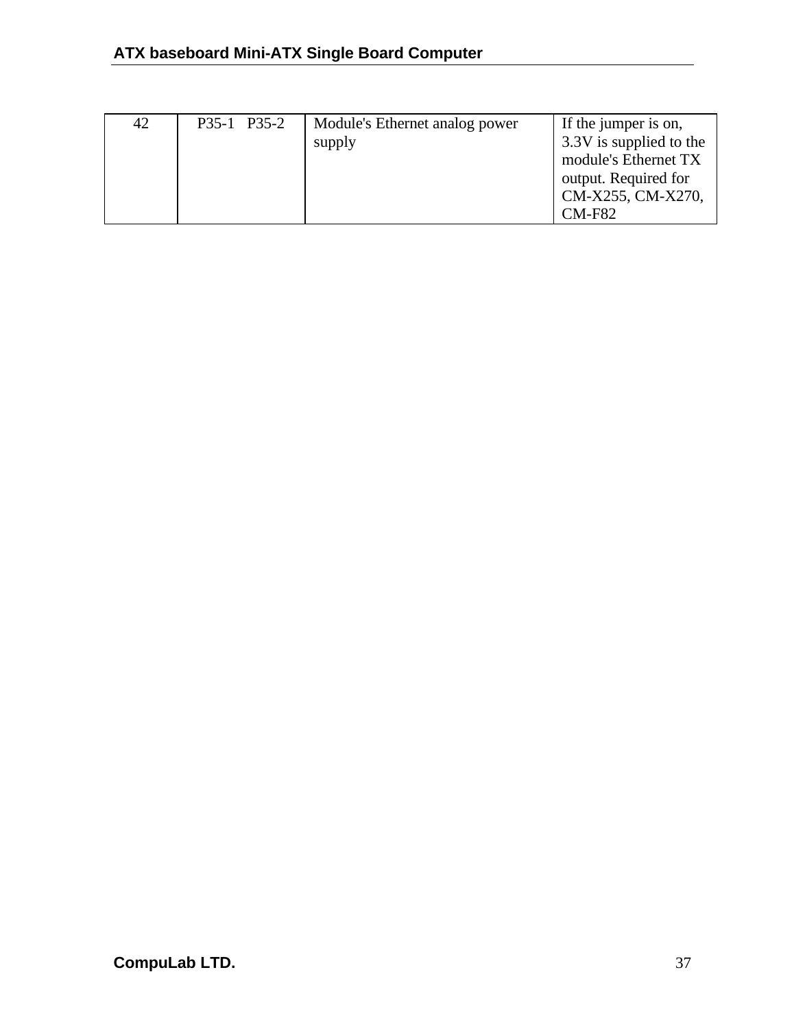| 42 | P35-1 P35-2 | Module's Ethernet analog power supply | If the jumper is on, 3.3V is supplied to the module's Ethernet TX output. Required for CM-X255, CM-X270, CM-F82 |
|---|---|---|---|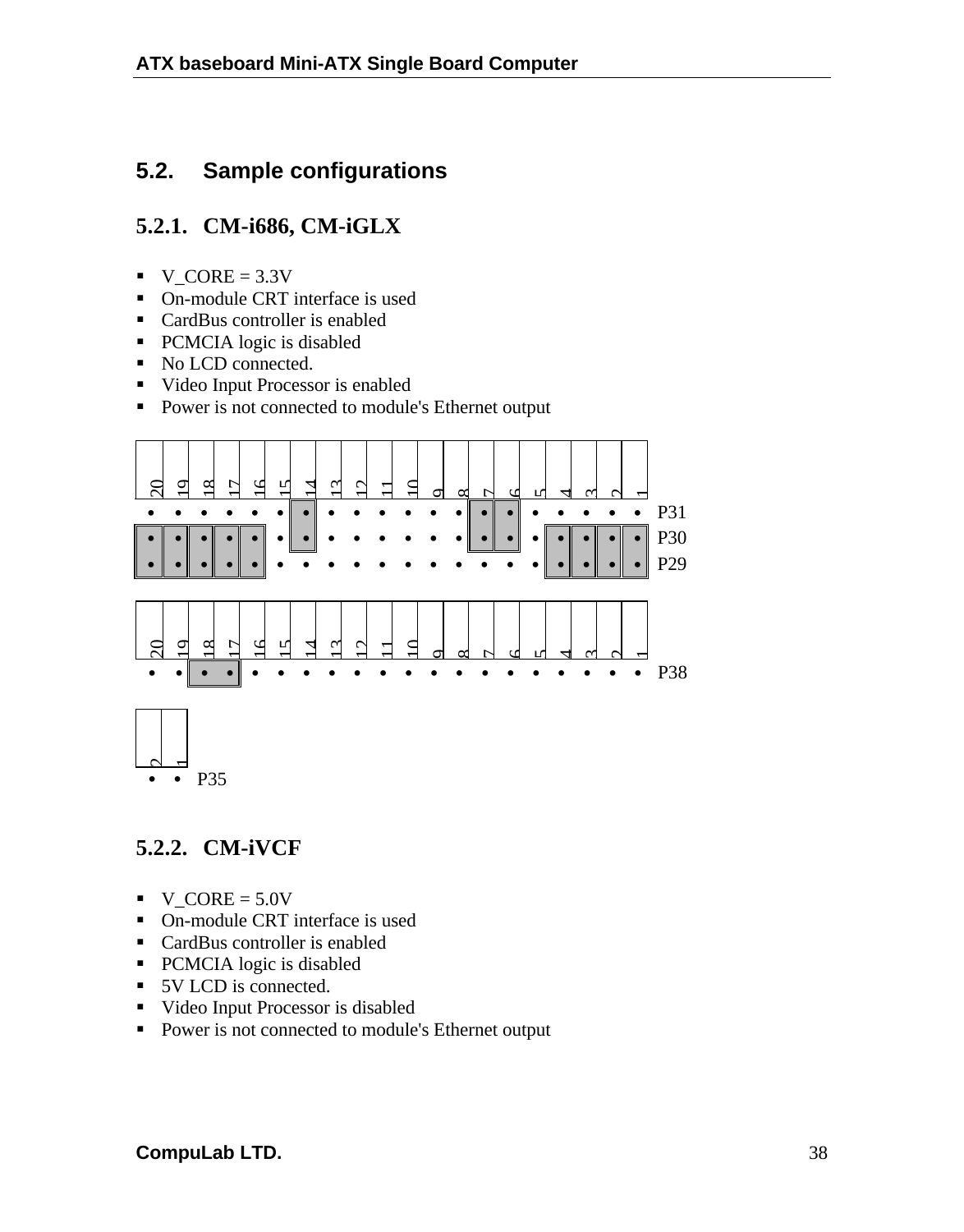## 5.2. Sample configurations

### 5.2.1. CM-i686, CM-iGLX

- V_CORE = 3.3V
- On-module CRT interface is used
- CardBus controller is enabled
- PCMCIA logic is disabled
- No LCD connected.
- Video Input Processor is enabled
- Power is not connected to module's Ethernet output

Jumper settings are shown below; pins marked [•] are fitted with a jumper. On P29–P31, jumpers are fitted vertically (P31–P30 at pins 14, 7 and 6; P30–P29 at pins 20–16 and 4–1).

| | 20 | 19 | 18 | 17 | 16 | 15 | 14 | 13 | 12 | 11 | 10 | 9 | 8 | 7 | 6 | 5 | 4 | 3 | 2 | 1 |
|---|---|---|---|---|---|---|---|---|---|---|---|---|---|---|---|---|---|---|---|---|
| P31 | • | • | • | • | • | • | [•] | • | • | • | • | • | • | [•] | [•] | • | • | • | • | • |
| P30 | [•] | [•] | [•] | [•] | [•] | • | [•] | • | • | • | • | • | • | [•] | [•] | • | [•] | [•] | [•] | [•] |
| P29 | [•] | [•] | [•] | [•] | [•] | • | • | • | • | • | • | • | • | • | • | • | [•] | [•] | [•] | [•] |

On P38, a jumper is fitted horizontally across pins 18–17.

| | 20 | 19 | 18 | 17 | 16 | 15 | 14 | 13 | 12 | 11 | 10 | 9 | 8 | 7 | 6 | 5 | 4 | 3 | 2 | 1 |
|---|---|---|---|---|---|---|---|---|---|---|---|---|---|---|---|---|---|---|---|---|
| P38 | • | • | [•] | [•] | • | • | • | • | • | • | • | • | • | • | • | • | • | • | • | • |

No jumper is fitted on P35.

| | 2 | 1 |
|---|---|---|
| P35 | • | • |

### 5.2.2. CM-iVCF

- V_CORE = 5.0V
- On-module CRT interface is used
- CardBus controller is enabled
- PCMCIA logic is disabled
- 5V LCD is connected.
- Video Input Processor is disabled
- Power is not connected to module's Ethernet output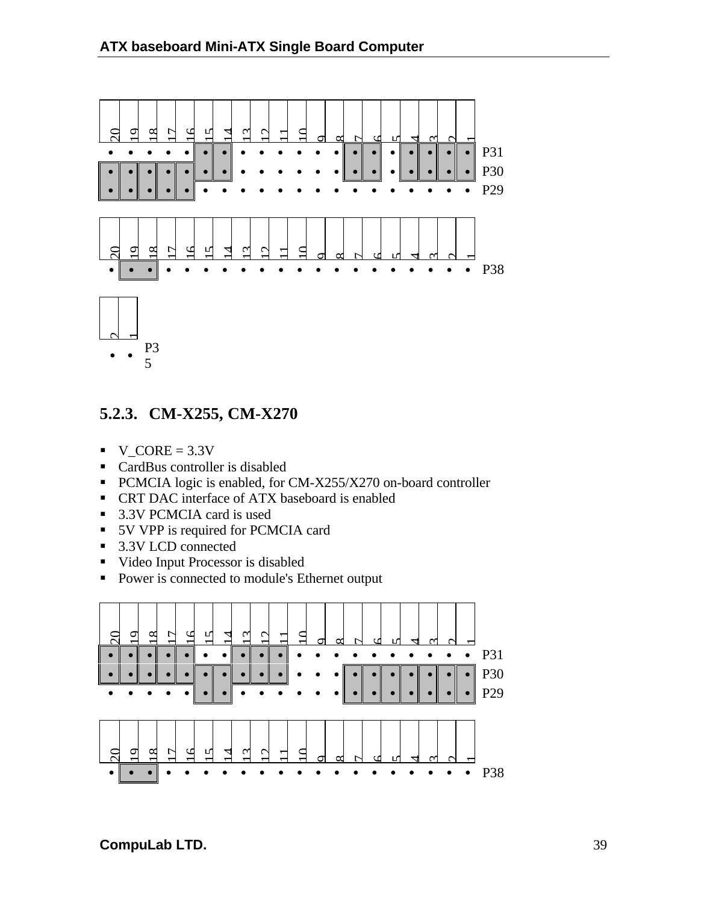| | 20 | 19 | 18 | 17 | 16 | 15 | 14 | 13 | 12 | 11 | 10 | 9 | 8 | 7 | 6 | 5 | 4 | 3 | 2 | 1 |
|---|---|---|---|---|---|---|---|---|---|---|---|---|---|---|---|---|---|---|---|---|
| P31 | • | • | • | • | • | • | • | • | • | • | • | • | • | • | • | • | • | • | • | • |
| P30 | • | • | • | • | • | • | • | • | • | • | • | • | • | • | • | • | • | • | • | • |
| P29 | • | • | • | • | • | • | • | • | • | • | • | • | • | • | • | • | • | • | • | • |

| | 20 | 19 | 18 | 17 | 16 | 15 | 14 | 13 | 12 | 11 | 10 | 9 | 8 | 7 | 6 | 5 | 4 | 3 | 2 | 1 |
|---|---|---|---|---|---|---|---|---|---|---|---|---|---|---|---|---|---|---|---|---|
| P38 | • | • | • | • | • | • | • | • | • | • | • | • | • | • | • | • | • | • | • | • |

| | 2 | 1 |
|---|---|---|
| P35 | • | • |

### 5.2.3. CM-X255, CM-X270

- V_CORE = 3.3V
- CardBus controller is disabled
- PCMCIA logic is enabled, for CM-X255/X270 on-board controller
- CRT DAC interface of ATX baseboard is enabled
- 3.3V PCMCIA card is used
- 5V VPP is required for PCMCIA card
- 3.3V LCD connected
- Video Input Processor is disabled
- Power is connected to module's Ethernet output

| | 20 | 19 | 18 | 17 | 16 | 15 | 14 | 13 | 12 | 11 | 10 | 9 | 8 | 7 | 6 | 5 | 4 | 3 | 2 | 1 |
|---|---|---|---|---|---|---|---|---|---|---|---|---|---|---|---|---|---|---|---|---|
| P31 | • | • | • | • | • | • | • | • | • | • | • | • | • | • | • | • | • | • | • | • |
| P30 | • | • | • | • | • | • | • | • | • | • | • | • | • | • | • | • | • | • | • | • |
| P29 | • | • | • | • | • | • | • | • | • | • | • | • | • | • | • | • | • | • | • | • |

| | 20 | 19 | 18 | 17 | 16 | 15 | 14 | 13 | 12 | 11 | 10 | 9 | 8 | 7 | 6 | 5 | 4 | 3 | 2 | 1 |
|---|---|---|---|---|---|---|---|---|---|---|---|---|---|---|---|---|---|---|---|---|
| P38 | • | • | • | • | • | • | • | • | • | • | • | • | • | • | • | • | • | • | • | • |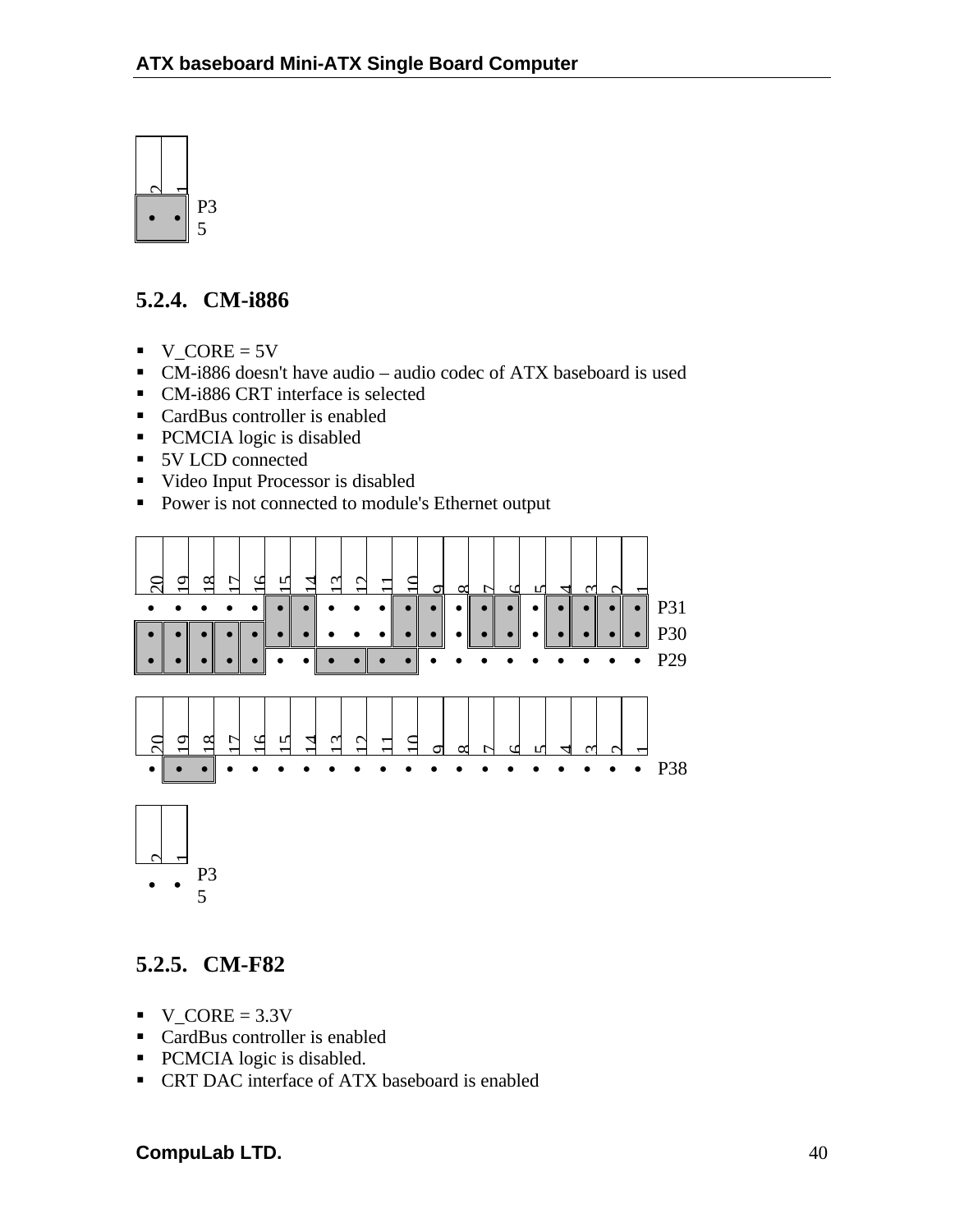P35

### 5.2.4. CM-i886

- V_CORE = 5V
- CM-i886 doesn't have audio – audio codec of ATX baseboard is used
- CM-i886 CRT interface is selected
- CardBus controller is enabled
- PCMCIA logic is disabled
- 5V LCD connected
- Video Input Processor is disabled
- Power is not connected to module's Ethernet output

P31
P30
P29

P38

P35

### 5.2.5. CM-F82

- V_CORE = 3.3V
- CardBus controller is enabled
- PCMCIA logic is disabled.
- CRT DAC interface of ATX baseboard is enabled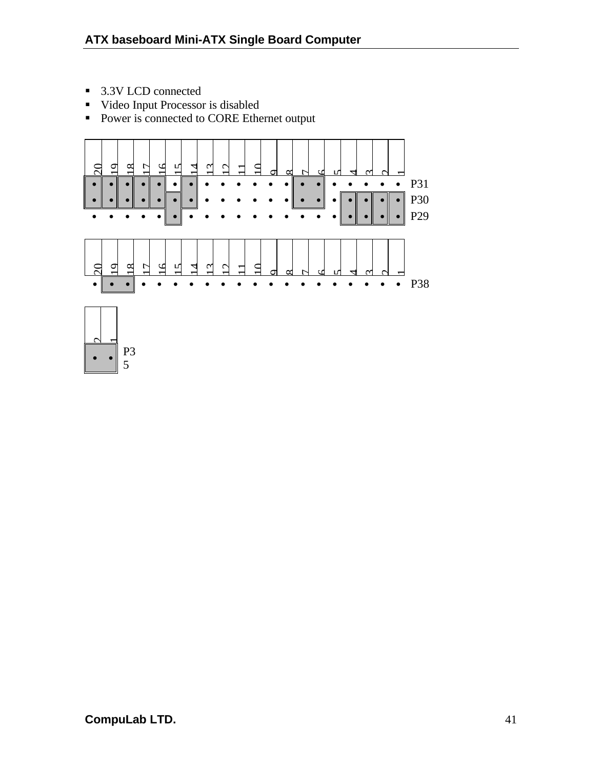- 3.3V LCD connected
- Video Input Processor is disabled
- Power is connected to CORE Ethernet output

| 20 | 19 | 18 | 17 | 16 | 15 | 14 | 13 | 12 | 11 | 10 | 9 | 8 | 7 | 6 | 5 | 4 | 3 | 2 | 1 | |
|---|---|---|---|---|---|---|---|---|---|---|---|---|---|---|---|---|---|---|---|---|
| • | • | • | • | • | • | • | • | • | • | • | • | • | • | • | • | • | • | • | • | P31 |
| • | • | • | • | • | • | • | • | • | • | • | • | • | • | • | • | • | • | • | • | P30 |
| • | • | • | • | • | • | • | • | • | • | • | • | • | • | • | • | • | • | • | • | P29 |

| 20 | 19 | 18 | 17 | 16 | 15 | 14 | 13 | 12 | 11 | 10 | 9 | 8 | 7 | 6 | 5 | 4 | 3 | 2 | 1 | |
|---|---|---|---|---|---|---|---|---|---|---|---|---|---|---|---|---|---|---|---|---|
| • | • | • | • | • | • | • | • | • | • | • | • | • | • | • | • | • | • | • | • | P38 |

| 2 | 1 | |
|---|---|---|
| • | • | P35 |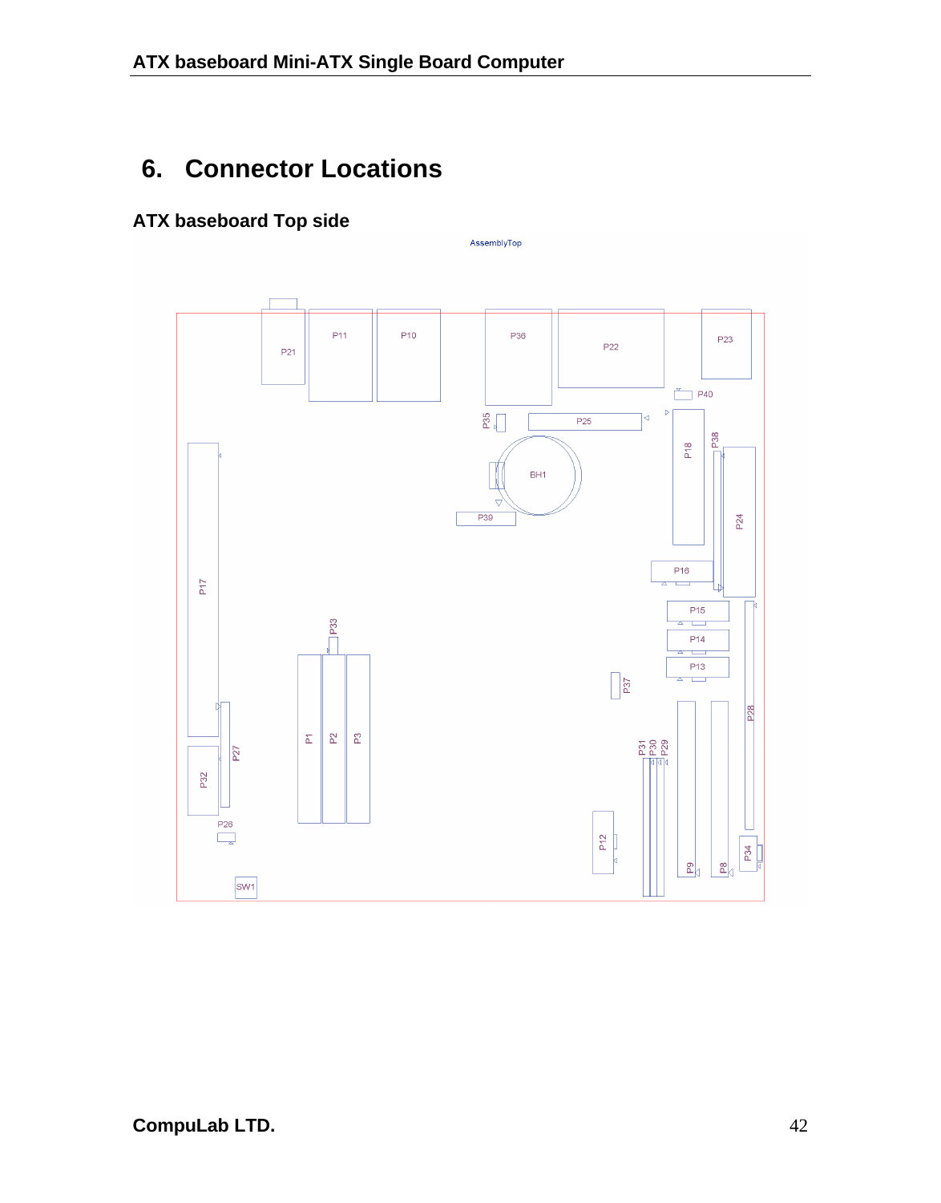# 6. Connector Locations

## ATX baseboard Top side

AssemblyTop

P21 P11 P10 P36 P22 P23

P40

P35 P25

P18 P38

BH1

P24

P39

P17

P16

P15

P33

P14

P13

P37

P28

P1 P2 P3

P27

P31 P30 P29

P32

P26

P12

P9 P8 P34

SW1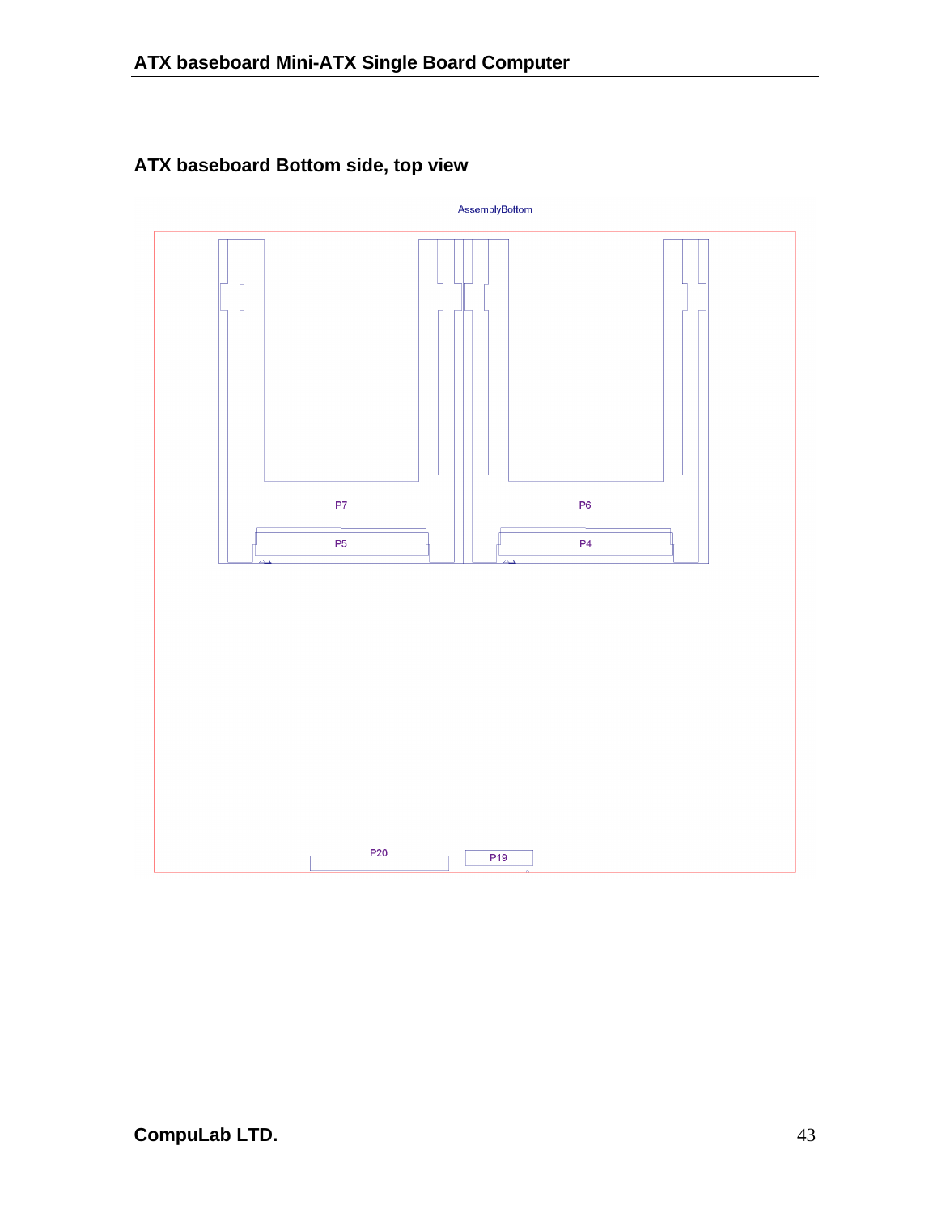## ATX baseboard Bottom side, top view

AssemblyBottom

P7

P6

P5

P4

P20

P19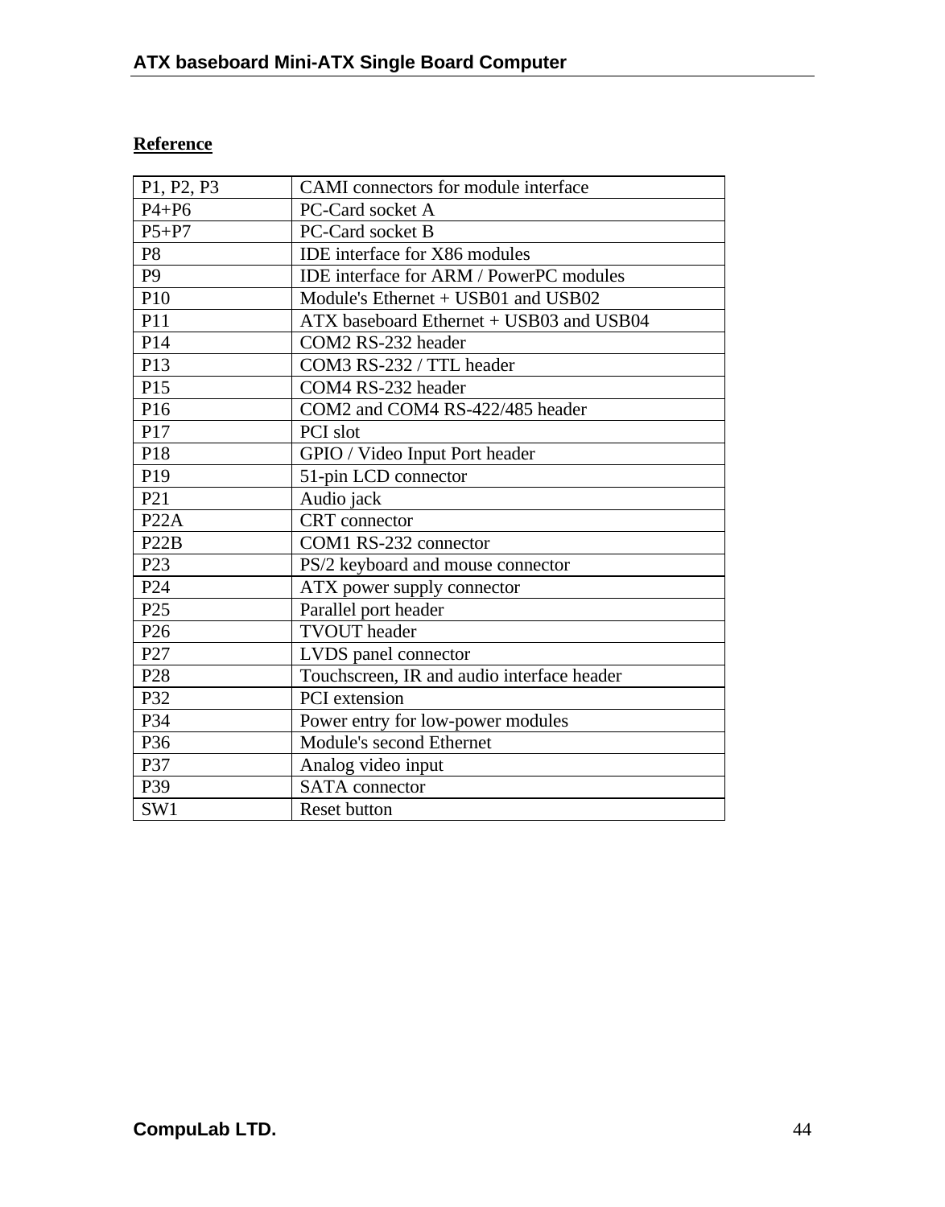## Reference

| P1, P2, P3 | CAMI connectors for module interface |
|---|---|
| P4+P6 | PC-Card socket A |
| P5+P7 | PC-Card socket B |
| P8 | IDE interface for X86 modules |
| P9 | IDE interface for ARM / PowerPC modules |
| P10 | Module's Ethernet + USB01 and USB02 |
| P11 | ATX baseboard Ethernet + USB03 and USB04 |
| P14 | COM2 RS-232 header |
| P13 | COM3 RS-232 / TTL header |
| P15 | COM4 RS-232 header |
| P16 | COM2 and COM4 RS-422/485 header |
| P17 | PCI slot |
| P18 | GPIO / Video Input Port header |
| P19 | 51-pin LCD connector |
| P21 | Audio jack |
| P22A | CRT connector |
| P22B | COM1 RS-232 connector |
| P23 | PS/2 keyboard and mouse connector |
| P24 | ATX power supply connector |
| P25 | Parallel port header |
| P26 | TVOUT header |
| P27 | LVDS panel connector |
| P28 | Touchscreen, IR and audio interface header |
| P32 | PCI extension |
| P34 | Power entry for low-power modules |
| P36 | Module's second Ethernet |
| P37 | Analog video input |
| P39 | SATA connector |
| SW1 | Reset button |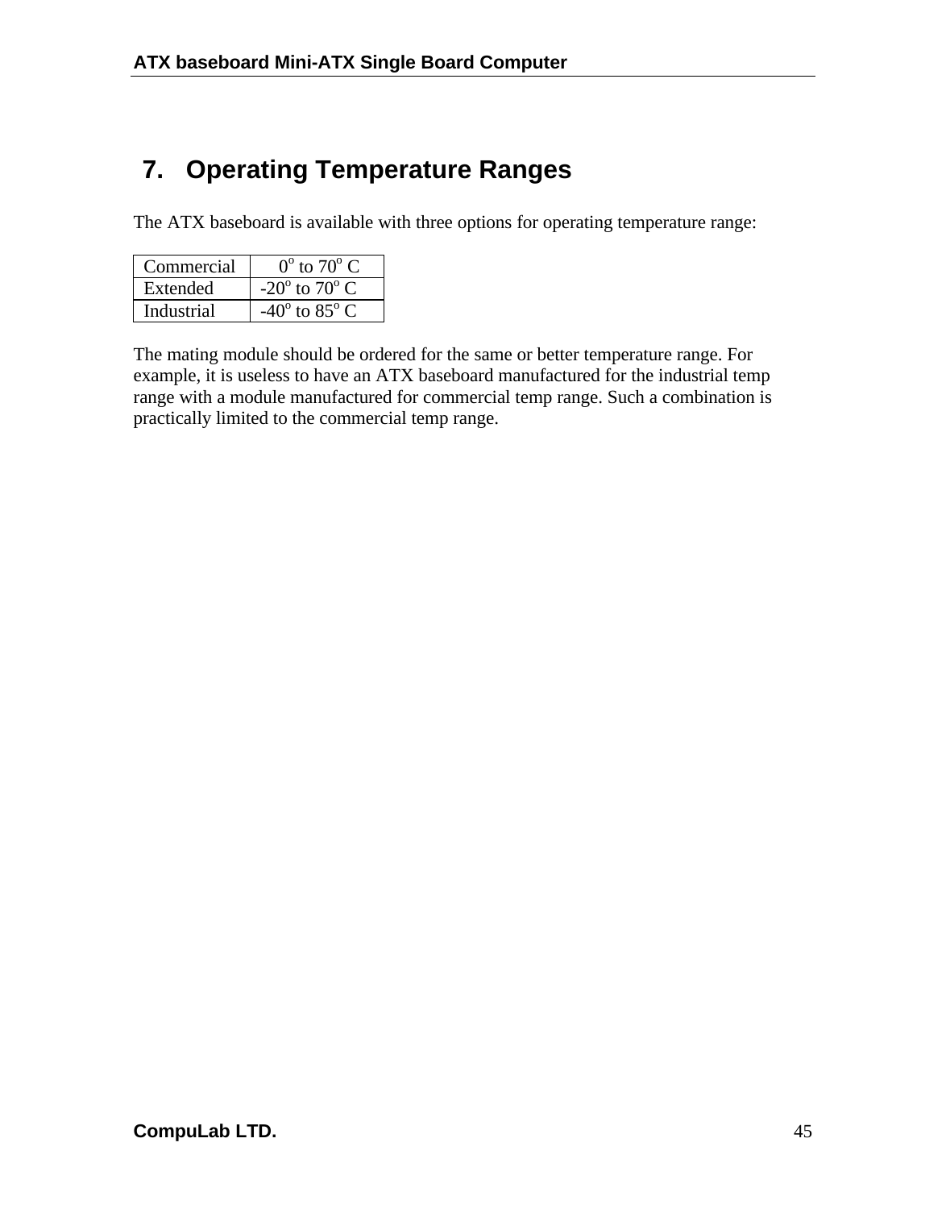## 7. Operating Temperature Ranges

The ATX baseboard is available with three options for operating temperature range:

| | |
|---|---|
| Commercial | $0^o$ to $70^o$ C |
| Extended | $-20^o$ to $70^o$ C |
| Industrial | $-40^o$ to $85^o$ C |

The mating module should be ordered for the same or better temperature range. For example, it is useless to have an ATX baseboard manufactured for the industrial temp range with a module manufactured for commercial temp range. Such a combination is practically limited to the commercial temp range.